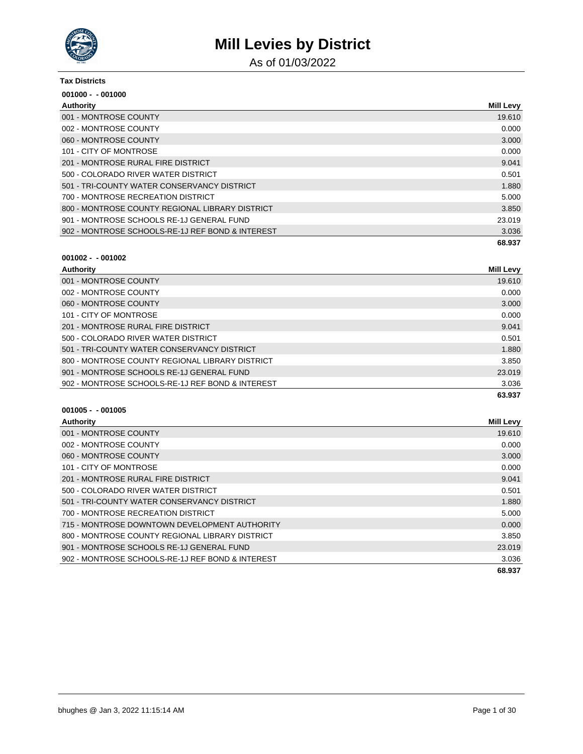# Mill Levies by District

As of 01/03/2022

**Tax Districts**

**001000 - - 001000**

| Authority | Mill Levy |
|---|---|
| 001 - MONTROSE COUNTY | 19.610 |
| 002 - MONTROSE COUNTY | 0.000 |
| 060 - MONTROSE COUNTY | 3.000 |
| 101 - CITY OF MONTROSE | 0.000 |
| 201 - MONTROSE RURAL FIRE DISTRICT | 9.041 |
| 500 - COLORADO RIVER WATER DISTRICT | 0.501 |
| 501 - TRI-COUNTY WATER CONSERVANCY DISTRICT | 1.880 |
| 700 - MONTROSE RECREATION DISTRICT | 5.000 |
| 800 - MONTROSE COUNTY REGIONAL LIBRARY DISTRICT | 3.850 |
| 901 - MONTROSE SCHOOLS RE-1J GENERAL FUND | 23.019 |
| 902 - MONTROSE SCHOOLS-RE-1J REF BOND & INTEREST | 3.036 |
| | **68.937** |

**001002 - - 001002**

| Authority | Mill Levy |
|---|---|
| 001 - MONTROSE COUNTY | 19.610 |
| 002 - MONTROSE COUNTY | 0.000 |
| 060 - MONTROSE COUNTY | 3.000 |
| 101 - CITY OF MONTROSE | 0.000 |
| 201 - MONTROSE RURAL FIRE DISTRICT | 9.041 |
| 500 - COLORADO RIVER WATER DISTRICT | 0.501 |
| 501 - TRI-COUNTY WATER CONSERVANCY DISTRICT | 1.880 |
| 800 - MONTROSE COUNTY REGIONAL LIBRARY DISTRICT | 3.850 |
| 901 - MONTROSE SCHOOLS RE-1J GENERAL FUND | 23.019 |
| 902 - MONTROSE SCHOOLS-RE-1J REF BOND & INTEREST | 3.036 |
| | **63.937** |

**001005 - - 001005**

| Authority | Mill Levy |
|---|---|
| 001 - MONTROSE COUNTY | 19.610 |
| 002 - MONTROSE COUNTY | 0.000 |
| 060 - MONTROSE COUNTY | 3.000 |
| 101 - CITY OF MONTROSE | 0.000 |
| 201 - MONTROSE RURAL FIRE DISTRICT | 9.041 |
| 500 - COLORADO RIVER WATER DISTRICT | 0.501 |
| 501 - TRI-COUNTY WATER CONSERVANCY DISTRICT | 1.880 |
| 700 - MONTROSE RECREATION DISTRICT | 5.000 |
| 715 - MONTROSE DOWNTOWN DEVELOPMENT AUTHORITY | 0.000 |
| 800 - MONTROSE COUNTY REGIONAL LIBRARY DISTRICT | 3.850 |
| 901 - MONTROSE SCHOOLS RE-1J GENERAL FUND | 23.019 |
| 902 - MONTROSE SCHOOLS-RE-1J REF BOND & INTEREST | 3.036 |
| | **68.937** |

bhughes @ Jan 3, 2022 11:15:14 AM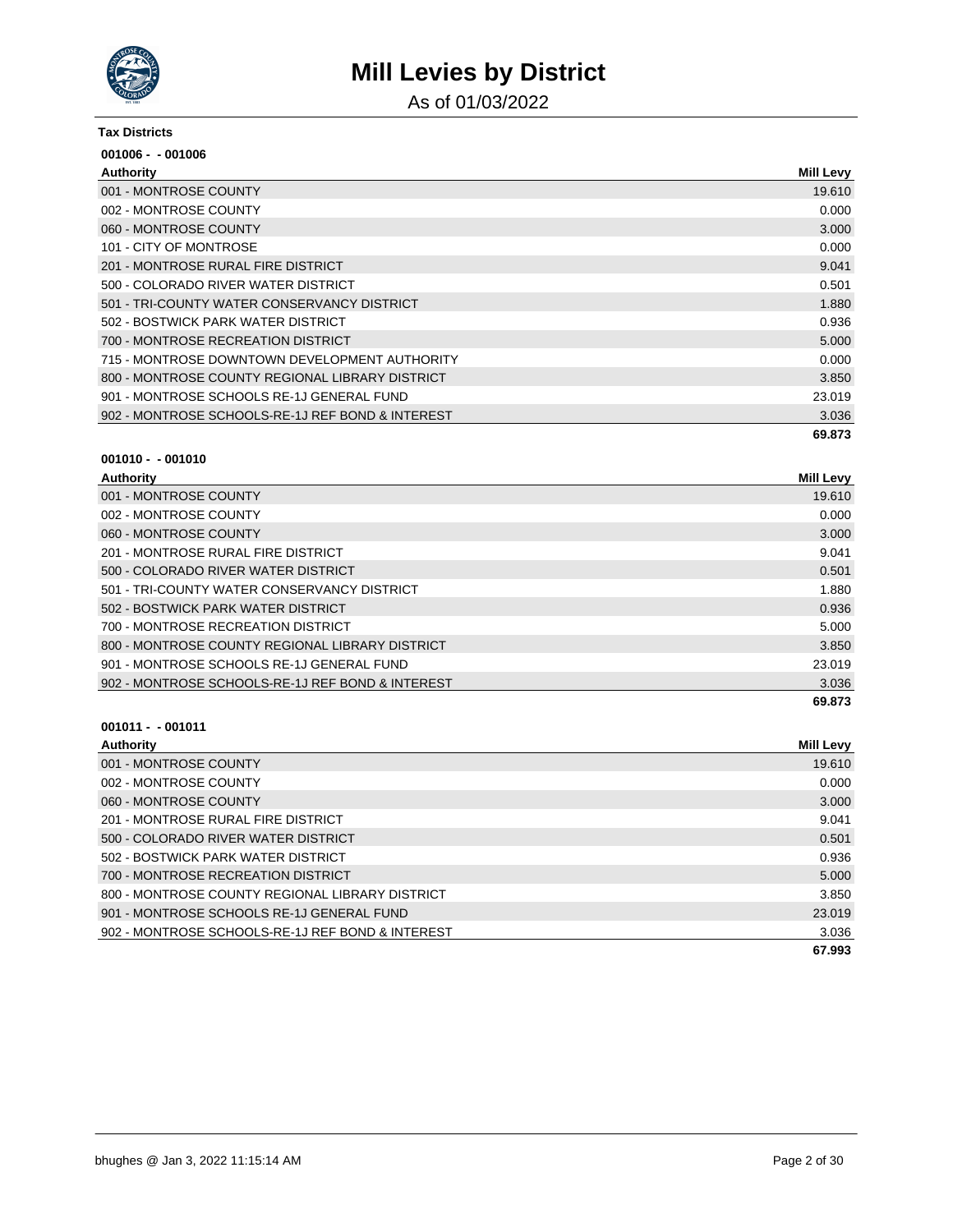# Mill Levies by District

As of 01/03/2022

**Tax Districts**

**001006 - - 001006**

| Authority | Mill Levy |
| --- | --- |
| 001 - MONTROSE COUNTY | 19.610 |
| 002 - MONTROSE COUNTY | 0.000 |
| 060 - MONTROSE COUNTY | 3.000 |
| 101 - CITY OF MONTROSE | 0.000 |
| 201 - MONTROSE RURAL FIRE DISTRICT | 9.041 |
| 500 - COLORADO RIVER WATER DISTRICT | 0.501 |
| 501 - TRI-COUNTY WATER CONSERVANCY DISTRICT | 1.880 |
| 502 - BOSTWICK PARK WATER DISTRICT | 0.936 |
| 700 - MONTROSE RECREATION DISTRICT | 5.000 |
| 715 - MONTROSE DOWNTOWN DEVELOPMENT AUTHORITY | 0.000 |
| 800 - MONTROSE COUNTY REGIONAL LIBRARY DISTRICT | 3.850 |
| 901 - MONTROSE SCHOOLS RE-1J GENERAL FUND | 23.019 |
| 902 - MONTROSE SCHOOLS-RE-1J REF BOND & INTEREST | 3.036 |
| | **69.873** |

**001010 - - 001010**

| Authority | Mill Levy |
| --- | --- |
| 001 - MONTROSE COUNTY | 19.610 |
| 002 - MONTROSE COUNTY | 0.000 |
| 060 - MONTROSE COUNTY | 3.000 |
| 201 - MONTROSE RURAL FIRE DISTRICT | 9.041 |
| 500 - COLORADO RIVER WATER DISTRICT | 0.501 |
| 501 - TRI-COUNTY WATER CONSERVANCY DISTRICT | 1.880 |
| 502 - BOSTWICK PARK WATER DISTRICT | 0.936 |
| 700 - MONTROSE RECREATION DISTRICT | 5.000 |
| 800 - MONTROSE COUNTY REGIONAL LIBRARY DISTRICT | 3.850 |
| 901 - MONTROSE SCHOOLS RE-1J GENERAL FUND | 23.019 |
| 902 - MONTROSE SCHOOLS-RE-1J REF BOND & INTEREST | 3.036 |
| | **69.873** |

**001011 - - 001011**

| Authority | Mill Levy |
| --- | --- |
| 001 - MONTROSE COUNTY | 19.610 |
| 002 - MONTROSE COUNTY | 0.000 |
| 060 - MONTROSE COUNTY | 3.000 |
| 201 - MONTROSE RURAL FIRE DISTRICT | 9.041 |
| 500 - COLORADO RIVER WATER DISTRICT | 0.501 |
| 502 - BOSTWICK PARK WATER DISTRICT | 0.936 |
| 700 - MONTROSE RECREATION DISTRICT | 5.000 |
| 800 - MONTROSE COUNTY REGIONAL LIBRARY DISTRICT | 3.850 |
| 901 - MONTROSE SCHOOLS RE-1J GENERAL FUND | 23.019 |
| 902 - MONTROSE SCHOOLS-RE-1J REF BOND & INTEREST | 3.036 |
| | **67.993** |

bhughes @ Jan 3, 2022 11:15:14 AM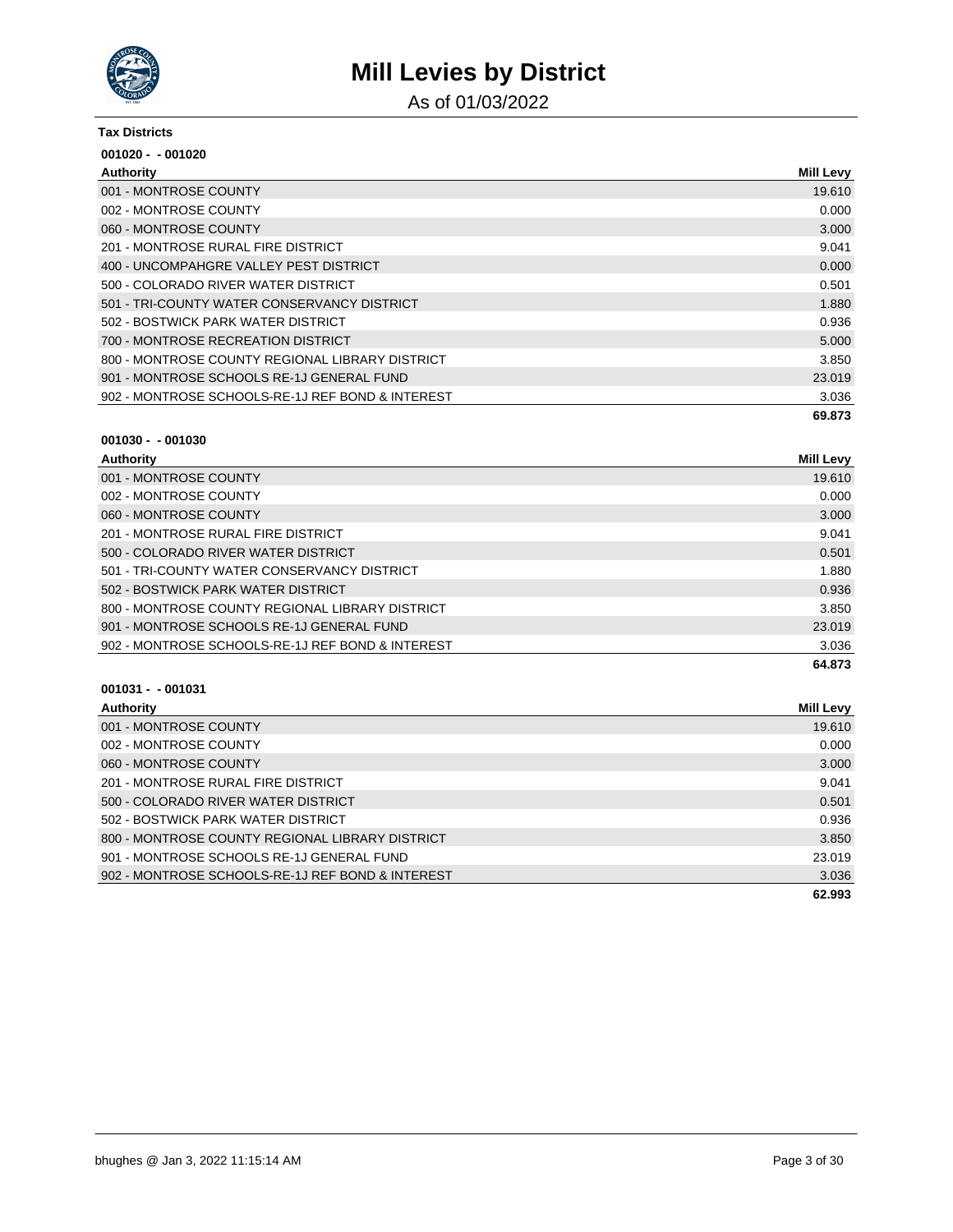# Mill Levies by District

As of 01/03/2022

**Tax Districts**

**001020 - - 001020**

| Authority | Mill Levy |
| --- | --- |
| 001 - MONTROSE COUNTY | 19.610 |
| 002 - MONTROSE COUNTY | 0.000 |
| 060 - MONTROSE COUNTY | 3.000 |
| 201 - MONTROSE RURAL FIRE DISTRICT | 9.041 |
| 400 - UNCOMPAHGRE VALLEY PEST DISTRICT | 0.000 |
| 500 - COLORADO RIVER WATER DISTRICT | 0.501 |
| 501 - TRI-COUNTY WATER CONSERVANCY DISTRICT | 1.880 |
| 502 - BOSTWICK PARK WATER DISTRICT | 0.936 |
| 700 - MONTROSE RECREATION DISTRICT | 5.000 |
| 800 - MONTROSE COUNTY REGIONAL LIBRARY DISTRICT | 3.850 |
| 901 - MONTROSE SCHOOLS RE-1J GENERAL FUND | 23.019 |
| 902 - MONTROSE SCHOOLS-RE-1J REF BOND & INTEREST | 3.036 |
| | **69.873** |

**001030 - - 001030**

| Authority | Mill Levy |
| --- | --- |
| 001 - MONTROSE COUNTY | 19.610 |
| 002 - MONTROSE COUNTY | 0.000 |
| 060 - MONTROSE COUNTY | 3.000 |
| 201 - MONTROSE RURAL FIRE DISTRICT | 9.041 |
| 500 - COLORADO RIVER WATER DISTRICT | 0.501 |
| 501 - TRI-COUNTY WATER CONSERVANCY DISTRICT | 1.880 |
| 502 - BOSTWICK PARK WATER DISTRICT | 0.936 |
| 800 - MONTROSE COUNTY REGIONAL LIBRARY DISTRICT | 3.850 |
| 901 - MONTROSE SCHOOLS RE-1J GENERAL FUND | 23.019 |
| 902 - MONTROSE SCHOOLS-RE-1J REF BOND & INTEREST | 3.036 |
| | **64.873** |

**001031 - - 001031**

| Authority | Mill Levy |
| --- | --- |
| 001 - MONTROSE COUNTY | 19.610 |
| 002 - MONTROSE COUNTY | 0.000 |
| 060 - MONTROSE COUNTY | 3.000 |
| 201 - MONTROSE RURAL FIRE DISTRICT | 9.041 |
| 500 - COLORADO RIVER WATER DISTRICT | 0.501 |
| 502 - BOSTWICK PARK WATER DISTRICT | 0.936 |
| 800 - MONTROSE COUNTY REGIONAL LIBRARY DISTRICT | 3.850 |
| 901 - MONTROSE SCHOOLS RE-1J GENERAL FUND | 23.019 |
| 902 - MONTROSE SCHOOLS-RE-1J REF BOND & INTEREST | 3.036 |
| | **62.993** |

bhughes @ Jan 3, 2022 11:15:14 AM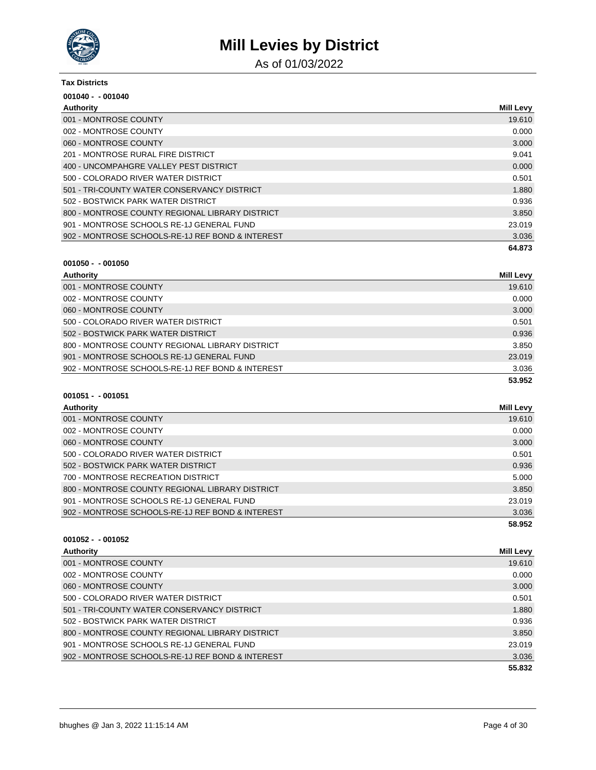# Mill Levies by District

As of 01/03/2022

**Tax Districts**

**001040 - - 001040**

| Authority | Mill Levy |
|---|---|
| 001 - MONTROSE COUNTY | 19.610 |
| 002 - MONTROSE COUNTY | 0.000 |
| 060 - MONTROSE COUNTY | 3.000 |
| 201 - MONTROSE RURAL FIRE DISTRICT | 9.041 |
| 400 - UNCOMPAHGRE VALLEY PEST DISTRICT | 0.000 |
| 500 - COLORADO RIVER WATER DISTRICT | 0.501 |
| 501 - TRI-COUNTY WATER CONSERVANCY DISTRICT | 1.880 |
| 502 - BOSTWICK PARK WATER DISTRICT | 0.936 |
| 800 - MONTROSE COUNTY REGIONAL LIBRARY DISTRICT | 3.850 |
| 901 - MONTROSE SCHOOLS RE-1J GENERAL FUND | 23.019 |
| 902 - MONTROSE SCHOOLS-RE-1J REF BOND & INTEREST | 3.036 |
| | **64.873** |

**001050 - - 001050**

| Authority | Mill Levy |
|---|---|
| 001 - MONTROSE COUNTY | 19.610 |
| 002 - MONTROSE COUNTY | 0.000 |
| 060 - MONTROSE COUNTY | 3.000 |
| 500 - COLORADO RIVER WATER DISTRICT | 0.501 |
| 502 - BOSTWICK PARK WATER DISTRICT | 0.936 |
| 800 - MONTROSE COUNTY REGIONAL LIBRARY DISTRICT | 3.850 |
| 901 - MONTROSE SCHOOLS RE-1J GENERAL FUND | 23.019 |
| 902 - MONTROSE SCHOOLS-RE-1J REF BOND & INTEREST | 3.036 |
| | **53.952** |

**001051 - - 001051**

| Authority | Mill Levy |
|---|---|
| 001 - MONTROSE COUNTY | 19.610 |
| 002 - MONTROSE COUNTY | 0.000 |
| 060 - MONTROSE COUNTY | 3.000 |
| 500 - COLORADO RIVER WATER DISTRICT | 0.501 |
| 502 - BOSTWICK PARK WATER DISTRICT | 0.936 |
| 700 - MONTROSE RECREATION DISTRICT | 5.000 |
| 800 - MONTROSE COUNTY REGIONAL LIBRARY DISTRICT | 3.850 |
| 901 - MONTROSE SCHOOLS RE-1J GENERAL FUND | 23.019 |
| 902 - MONTROSE SCHOOLS-RE-1J REF BOND & INTEREST | 3.036 |
| | **58.952** |

**001052 - - 001052**

| Authority | Mill Levy |
|---|---|
| 001 - MONTROSE COUNTY | 19.610 |
| 002 - MONTROSE COUNTY | 0.000 |
| 060 - MONTROSE COUNTY | 3.000 |
| 500 - COLORADO RIVER WATER DISTRICT | 0.501 |
| 501 - TRI-COUNTY WATER CONSERVANCY DISTRICT | 1.880 |
| 502 - BOSTWICK PARK WATER DISTRICT | 0.936 |
| 800 - MONTROSE COUNTY REGIONAL LIBRARY DISTRICT | 3.850 |
| 901 - MONTROSE SCHOOLS RE-1J GENERAL FUND | 23.019 |
| 902 - MONTROSE SCHOOLS-RE-1J REF BOND & INTEREST | 3.036 |
| | **55.832** |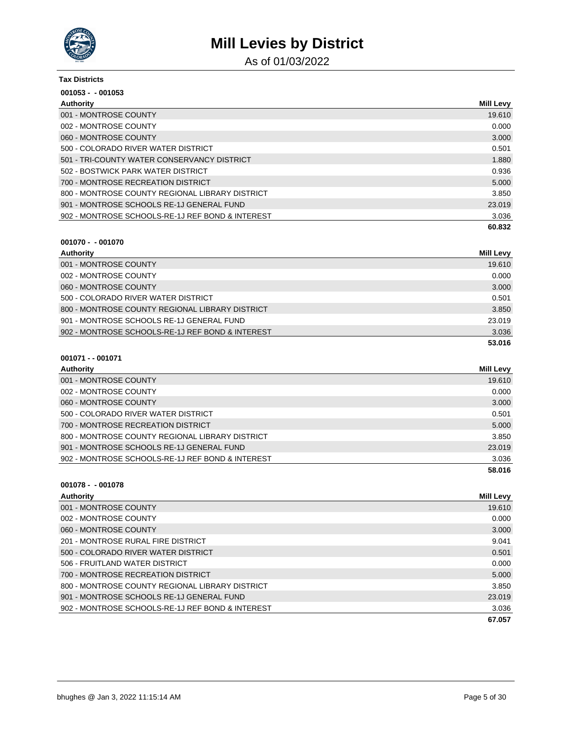# Mill Levies by District

As of 01/03/2022

**Tax Districts**

**001053 - - 001053**

| Authority | Mill Levy |
|---|---|
| 001 - MONTROSE COUNTY | 19.610 |
| 002 - MONTROSE COUNTY | 0.000 |
| 060 - MONTROSE COUNTY | 3.000 |
| 500 - COLORADO RIVER WATER DISTRICT | 0.501 |
| 501 - TRI-COUNTY WATER CONSERVANCY DISTRICT | 1.880 |
| 502 - BOSTWICK PARK WATER DISTRICT | 0.936 |
| 700 - MONTROSE RECREATION DISTRICT | 5.000 |
| 800 - MONTROSE COUNTY REGIONAL LIBRARY DISTRICT | 3.850 |
| 901 - MONTROSE SCHOOLS RE-1J GENERAL FUND | 23.019 |
| 902 - MONTROSE SCHOOLS-RE-1J REF BOND & INTEREST | 3.036 |
| | **60.832** |

**001070 - - 001070**

| Authority | Mill Levy |
|---|---|
| 001 - MONTROSE COUNTY | 19.610 |
| 002 - MONTROSE COUNTY | 0.000 |
| 060 - MONTROSE COUNTY | 3.000 |
| 500 - COLORADO RIVER WATER DISTRICT | 0.501 |
| 800 - MONTROSE COUNTY REGIONAL LIBRARY DISTRICT | 3.850 |
| 901 - MONTROSE SCHOOLS RE-1J GENERAL FUND | 23.019 |
| 902 - MONTROSE SCHOOLS-RE-1J REF BOND & INTEREST | 3.036 |
| | **53.016** |

**001071 - - 001071**

| Authority | Mill Levy |
|---|---|
| 001 - MONTROSE COUNTY | 19.610 |
| 002 - MONTROSE COUNTY | 0.000 |
| 060 - MONTROSE COUNTY | 3.000 |
| 500 - COLORADO RIVER WATER DISTRICT | 0.501 |
| 700 - MONTROSE RECREATION DISTRICT | 5.000 |
| 800 - MONTROSE COUNTY REGIONAL LIBRARY DISTRICT | 3.850 |
| 901 - MONTROSE SCHOOLS RE-1J GENERAL FUND | 23.019 |
| 902 - MONTROSE SCHOOLS-RE-1J REF BOND & INTEREST | 3.036 |
| | **58.016** |

**001078 - - 001078**

| Authority | Mill Levy |
|---|---|
| 001 - MONTROSE COUNTY | 19.610 |
| 002 - MONTROSE COUNTY | 0.000 |
| 060 - MONTROSE COUNTY | 3.000 |
| 201 - MONTROSE RURAL FIRE DISTRICT | 9.041 |
| 500 - COLORADO RIVER WATER DISTRICT | 0.501 |
| 506 - FRUITLAND WATER DISTRICT | 0.000 |
| 700 - MONTROSE RECREATION DISTRICT | 5.000 |
| 800 - MONTROSE COUNTY REGIONAL LIBRARY DISTRICT | 3.850 |
| 901 - MONTROSE SCHOOLS RE-1J GENERAL FUND | 23.019 |
| 902 - MONTROSE SCHOOLS-RE-1J REF BOND & INTEREST | 3.036 |
| | **67.057** |

bhughes @ Jan 3, 2022 11:15:14 AM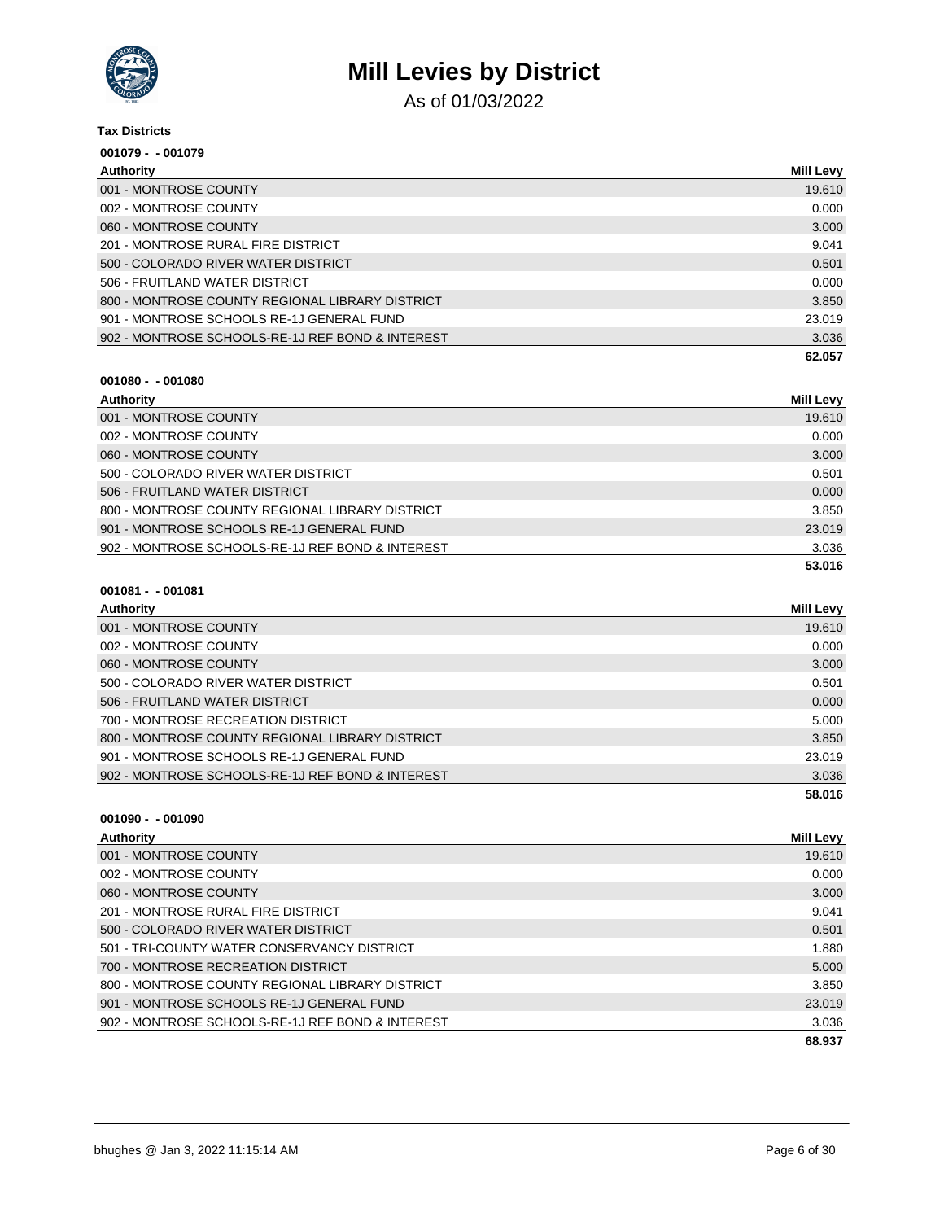# Mill Levies by District

As of 01/03/2022

**Tax Districts**

**001079 - - 001079**

| Authority | Mill Levy |
|---|---|
| 001 - MONTROSE COUNTY | 19.610 |
| 002 - MONTROSE COUNTY | 0.000 |
| 060 - MONTROSE COUNTY | 3.000 |
| 201 - MONTROSE RURAL FIRE DISTRICT | 9.041 |
| 500 - COLORADO RIVER WATER DISTRICT | 0.501 |
| 506 - FRUITLAND WATER DISTRICT | 0.000 |
| 800 - MONTROSE COUNTY REGIONAL LIBRARY DISTRICT | 3.850 |
| 901 - MONTROSE SCHOOLS RE-1J GENERAL FUND | 23.019 |
| 902 - MONTROSE SCHOOLS-RE-1J REF BOND & INTEREST | 3.036 |
| | **62.057** |

**001080 - - 001080**

| Authority | Mill Levy |
|---|---|
| 001 - MONTROSE COUNTY | 19.610 |
| 002 - MONTROSE COUNTY | 0.000 |
| 060 - MONTROSE COUNTY | 3.000 |
| 500 - COLORADO RIVER WATER DISTRICT | 0.501 |
| 506 - FRUITLAND WATER DISTRICT | 0.000 |
| 800 - MONTROSE COUNTY REGIONAL LIBRARY DISTRICT | 3.850 |
| 901 - MONTROSE SCHOOLS RE-1J GENERAL FUND | 23.019 |
| 902 - MONTROSE SCHOOLS-RE-1J REF BOND & INTEREST | 3.036 |
| | **53.016** |

**001081 - - 001081**

| Authority | Mill Levy |
|---|---|
| 001 - MONTROSE COUNTY | 19.610 |
| 002 - MONTROSE COUNTY | 0.000 |
| 060 - MONTROSE COUNTY | 3.000 |
| 500 - COLORADO RIVER WATER DISTRICT | 0.501 |
| 506 - FRUITLAND WATER DISTRICT | 0.000 |
| 700 - MONTROSE RECREATION DISTRICT | 5.000 |
| 800 - MONTROSE COUNTY REGIONAL LIBRARY DISTRICT | 3.850 |
| 901 - MONTROSE SCHOOLS RE-1J GENERAL FUND | 23.019 |
| 902 - MONTROSE SCHOOLS-RE-1J REF BOND & INTEREST | 3.036 |
| | **58.016** |

**001090 - - 001090**

| Authority | Mill Levy |
|---|---|
| 001 - MONTROSE COUNTY | 19.610 |
| 002 - MONTROSE COUNTY | 0.000 |
| 060 - MONTROSE COUNTY | 3.000 |
| 201 - MONTROSE RURAL FIRE DISTRICT | 9.041 |
| 500 - COLORADO RIVER WATER DISTRICT | 0.501 |
| 501 - TRI-COUNTY WATER CONSERVANCY DISTRICT | 1.880 |
| 700 - MONTROSE RECREATION DISTRICT | 5.000 |
| 800 - MONTROSE COUNTY REGIONAL LIBRARY DISTRICT | 3.850 |
| 901 - MONTROSE SCHOOLS RE-1J GENERAL FUND | 23.019 |
| 902 - MONTROSE SCHOOLS-RE-1J REF BOND & INTEREST | 3.036 |
| | **68.937** |

bhughes @ Jan 3, 2022 11:15:14 AM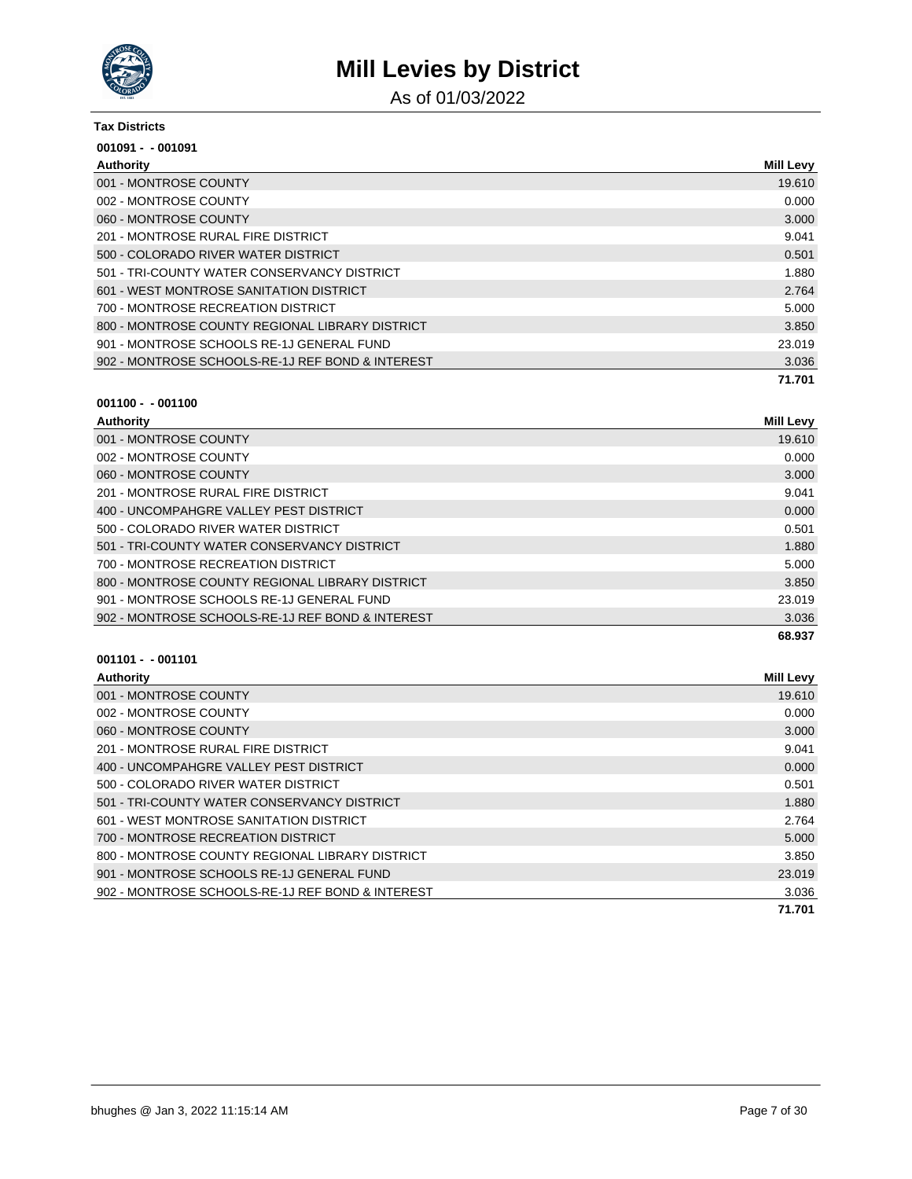# Mill Levies by District

As of 01/03/2022

**Tax Districts**

**001091 - - 001091**

| Authority | Mill Levy |
|---|---|
| 001 - MONTROSE COUNTY | 19.610 |
| 002 - MONTROSE COUNTY | 0.000 |
| 060 - MONTROSE COUNTY | 3.000 |
| 201 - MONTROSE RURAL FIRE DISTRICT | 9.041 |
| 500 - COLORADO RIVER WATER DISTRICT | 0.501 |
| 501 - TRI-COUNTY WATER CONSERVANCY DISTRICT | 1.880 |
| 601 - WEST MONTROSE SANITATION DISTRICT | 2.764 |
| 700 - MONTROSE RECREATION DISTRICT | 5.000 |
| 800 - MONTROSE COUNTY REGIONAL LIBRARY DISTRICT | 3.850 |
| 901 - MONTROSE SCHOOLS RE-1J GENERAL FUND | 23.019 |
| 902 - MONTROSE SCHOOLS-RE-1J REF BOND & INTEREST | 3.036 |
| | **71.701** |

**001100 - - 001100**

| Authority | Mill Levy |
|---|---|
| 001 - MONTROSE COUNTY | 19.610 |
| 002 - MONTROSE COUNTY | 0.000 |
| 060 - MONTROSE COUNTY | 3.000 |
| 201 - MONTROSE RURAL FIRE DISTRICT | 9.041 |
| 400 - UNCOMPAHGRE VALLEY PEST DISTRICT | 0.000 |
| 500 - COLORADO RIVER WATER DISTRICT | 0.501 |
| 501 - TRI-COUNTY WATER CONSERVANCY DISTRICT | 1.880 |
| 700 - MONTROSE RECREATION DISTRICT | 5.000 |
| 800 - MONTROSE COUNTY REGIONAL LIBRARY DISTRICT | 3.850 |
| 901 - MONTROSE SCHOOLS RE-1J GENERAL FUND | 23.019 |
| 902 - MONTROSE SCHOOLS-RE-1J REF BOND & INTEREST | 3.036 |
| | **68.937** |

**001101 - - 001101**

| Authority | Mill Levy |
|---|---|
| 001 - MONTROSE COUNTY | 19.610 |
| 002 - MONTROSE COUNTY | 0.000 |
| 060 - MONTROSE COUNTY | 3.000 |
| 201 - MONTROSE RURAL FIRE DISTRICT | 9.041 |
| 400 - UNCOMPAHGRE VALLEY PEST DISTRICT | 0.000 |
| 500 - COLORADO RIVER WATER DISTRICT | 0.501 |
| 501 - TRI-COUNTY WATER CONSERVANCY DISTRICT | 1.880 |
| 601 - WEST MONTROSE SANITATION DISTRICT | 2.764 |
| 700 - MONTROSE RECREATION DISTRICT | 5.000 |
| 800 - MONTROSE COUNTY REGIONAL LIBRARY DISTRICT | 3.850 |
| 901 - MONTROSE SCHOOLS RE-1J GENERAL FUND | 23.019 |
| 902 - MONTROSE SCHOOLS-RE-1J REF BOND & INTEREST | 3.036 |
| | **71.701** |

bhughes @ Jan 3, 2022 11:15:14 AM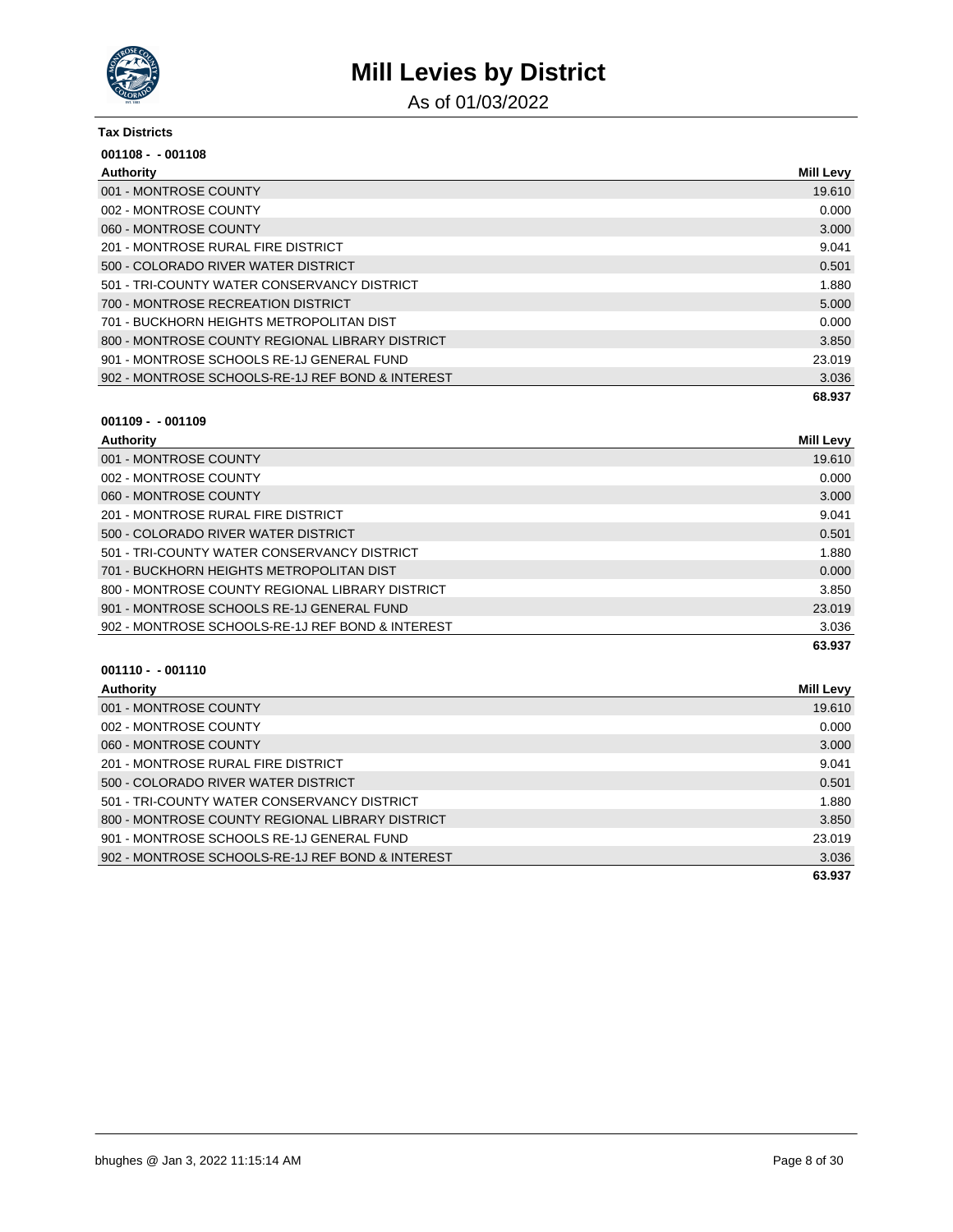# Mill Levies by District

As of 01/03/2022

**Tax Districts**

**001108 - - 001108**

| Authority | Mill Levy |
|---|---|
| 001 - MONTROSE COUNTY | 19.610 |
| 002 - MONTROSE COUNTY | 0.000 |
| 060 - MONTROSE COUNTY | 3.000 |
| 201 - MONTROSE RURAL FIRE DISTRICT | 9.041 |
| 500 - COLORADO RIVER WATER DISTRICT | 0.501 |
| 501 - TRI-COUNTY WATER CONSERVANCY DISTRICT | 1.880 |
| 700 - MONTROSE RECREATION DISTRICT | 5.000 |
| 701 - BUCKHORN HEIGHTS METROPOLITAN DIST | 0.000 |
| 800 - MONTROSE COUNTY REGIONAL LIBRARY DISTRICT | 3.850 |
| 901 - MONTROSE SCHOOLS RE-1J GENERAL FUND | 23.019 |
| 902 - MONTROSE SCHOOLS-RE-1J REF BOND & INTEREST | 3.036 |
| | **68.937** |

**001109 - - 001109**

| Authority | Mill Levy |
|---|---|
| 001 - MONTROSE COUNTY | 19.610 |
| 002 - MONTROSE COUNTY | 0.000 |
| 060 - MONTROSE COUNTY | 3.000 |
| 201 - MONTROSE RURAL FIRE DISTRICT | 9.041 |
| 500 - COLORADO RIVER WATER DISTRICT | 0.501 |
| 501 - TRI-COUNTY WATER CONSERVANCY DISTRICT | 1.880 |
| 701 - BUCKHORN HEIGHTS METROPOLITAN DIST | 0.000 |
| 800 - MONTROSE COUNTY REGIONAL LIBRARY DISTRICT | 3.850 |
| 901 - MONTROSE SCHOOLS RE-1J GENERAL FUND | 23.019 |
| 902 - MONTROSE SCHOOLS-RE-1J REF BOND & INTEREST | 3.036 |
| | **63.937** |

**001110 - - 001110**

| Authority | Mill Levy |
|---|---|
| 001 - MONTROSE COUNTY | 19.610 |
| 002 - MONTROSE COUNTY | 0.000 |
| 060 - MONTROSE COUNTY | 3.000 |
| 201 - MONTROSE RURAL FIRE DISTRICT | 9.041 |
| 500 - COLORADO RIVER WATER DISTRICT | 0.501 |
| 501 - TRI-COUNTY WATER CONSERVANCY DISTRICT | 1.880 |
| 800 - MONTROSE COUNTY REGIONAL LIBRARY DISTRICT | 3.850 |
| 901 - MONTROSE SCHOOLS RE-1J GENERAL FUND | 23.019 |
| 902 - MONTROSE SCHOOLS-RE-1J REF BOND & INTEREST | 3.036 |
| | **63.937** |

bhughes @ Jan 3, 2022 11:15:14 AM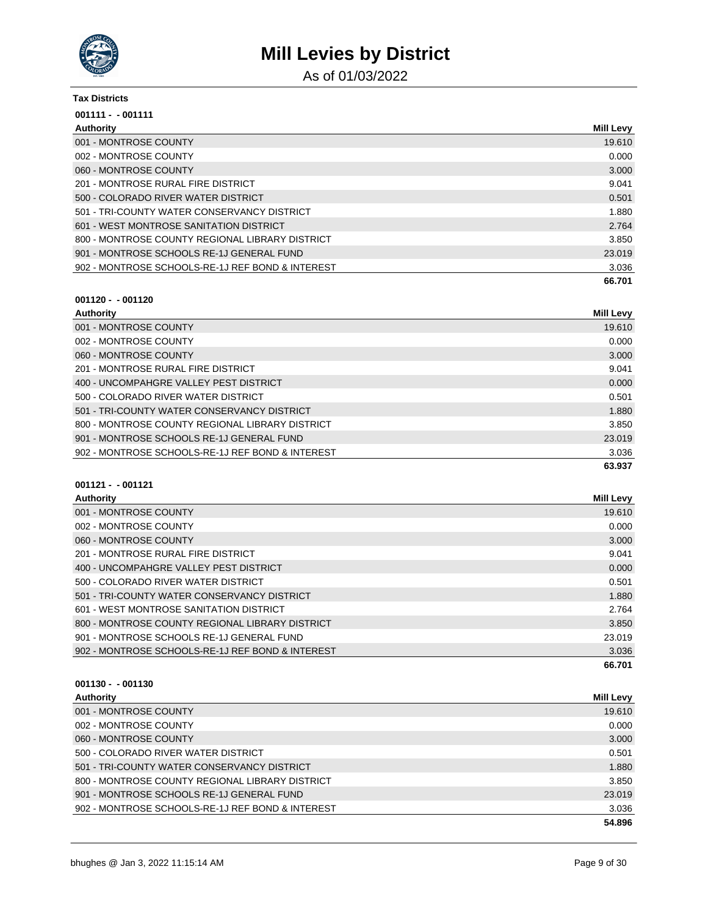# Mill Levies by District

As of 01/03/2022

**Tax Districts**

**001111 - - 001111**

| Authority | Mill Levy |
| --- | --- |
| 001 - MONTROSE COUNTY | 19.610 |
| 002 - MONTROSE COUNTY | 0.000 |
| 060 - MONTROSE COUNTY | 3.000 |
| 201 - MONTROSE RURAL FIRE DISTRICT | 9.041 |
| 500 - COLORADO RIVER WATER DISTRICT | 0.501 |
| 501 - TRI-COUNTY WATER CONSERVANCY DISTRICT | 1.880 |
| 601 - WEST MONTROSE SANITATION DISTRICT | 2.764 |
| 800 - MONTROSE COUNTY REGIONAL LIBRARY DISTRICT | 3.850 |
| 901 - MONTROSE SCHOOLS RE-1J GENERAL FUND | 23.019 |
| 902 - MONTROSE SCHOOLS-RE-1J REF BOND & INTEREST | 3.036 |
| | **66.701** |

**001120 - - 001120**

| Authority | Mill Levy |
| --- | --- |
| 001 - MONTROSE COUNTY | 19.610 |
| 002 - MONTROSE COUNTY | 0.000 |
| 060 - MONTROSE COUNTY | 3.000 |
| 201 - MONTROSE RURAL FIRE DISTRICT | 9.041 |
| 400 - UNCOMPAHGRE VALLEY PEST DISTRICT | 0.000 |
| 500 - COLORADO RIVER WATER DISTRICT | 0.501 |
| 501 - TRI-COUNTY WATER CONSERVANCY DISTRICT | 1.880 |
| 800 - MONTROSE COUNTY REGIONAL LIBRARY DISTRICT | 3.850 |
| 901 - MONTROSE SCHOOLS RE-1J GENERAL FUND | 23.019 |
| 902 - MONTROSE SCHOOLS-RE-1J REF BOND & INTEREST | 3.036 |
| | **63.937** |

**001121 - - 001121**

| Authority | Mill Levy |
| --- | --- |
| 001 - MONTROSE COUNTY | 19.610 |
| 002 - MONTROSE COUNTY | 0.000 |
| 060 - MONTROSE COUNTY | 3.000 |
| 201 - MONTROSE RURAL FIRE DISTRICT | 9.041 |
| 400 - UNCOMPAHGRE VALLEY PEST DISTRICT | 0.000 |
| 500 - COLORADO RIVER WATER DISTRICT | 0.501 |
| 501 - TRI-COUNTY WATER CONSERVANCY DISTRICT | 1.880 |
| 601 - WEST MONTROSE SANITATION DISTRICT | 2.764 |
| 800 - MONTROSE COUNTY REGIONAL LIBRARY DISTRICT | 3.850 |
| 901 - MONTROSE SCHOOLS RE-1J GENERAL FUND | 23.019 |
| 902 - MONTROSE SCHOOLS-RE-1J REF BOND & INTEREST | 3.036 |
| | **66.701** |

**001130 - - 001130**

| Authority | Mill Levy |
| --- | --- |
| 001 - MONTROSE COUNTY | 19.610 |
| 002 - MONTROSE COUNTY | 0.000 |
| 060 - MONTROSE COUNTY | 3.000 |
| 500 - COLORADO RIVER WATER DISTRICT | 0.501 |
| 501 - TRI-COUNTY WATER CONSERVANCY DISTRICT | 1.880 |
| 800 - MONTROSE COUNTY REGIONAL LIBRARY DISTRICT | 3.850 |
| 901 - MONTROSE SCHOOLS RE-1J GENERAL FUND | 23.019 |
| 902 - MONTROSE SCHOOLS-RE-1J REF BOND & INTEREST | 3.036 |
| | **54.896** |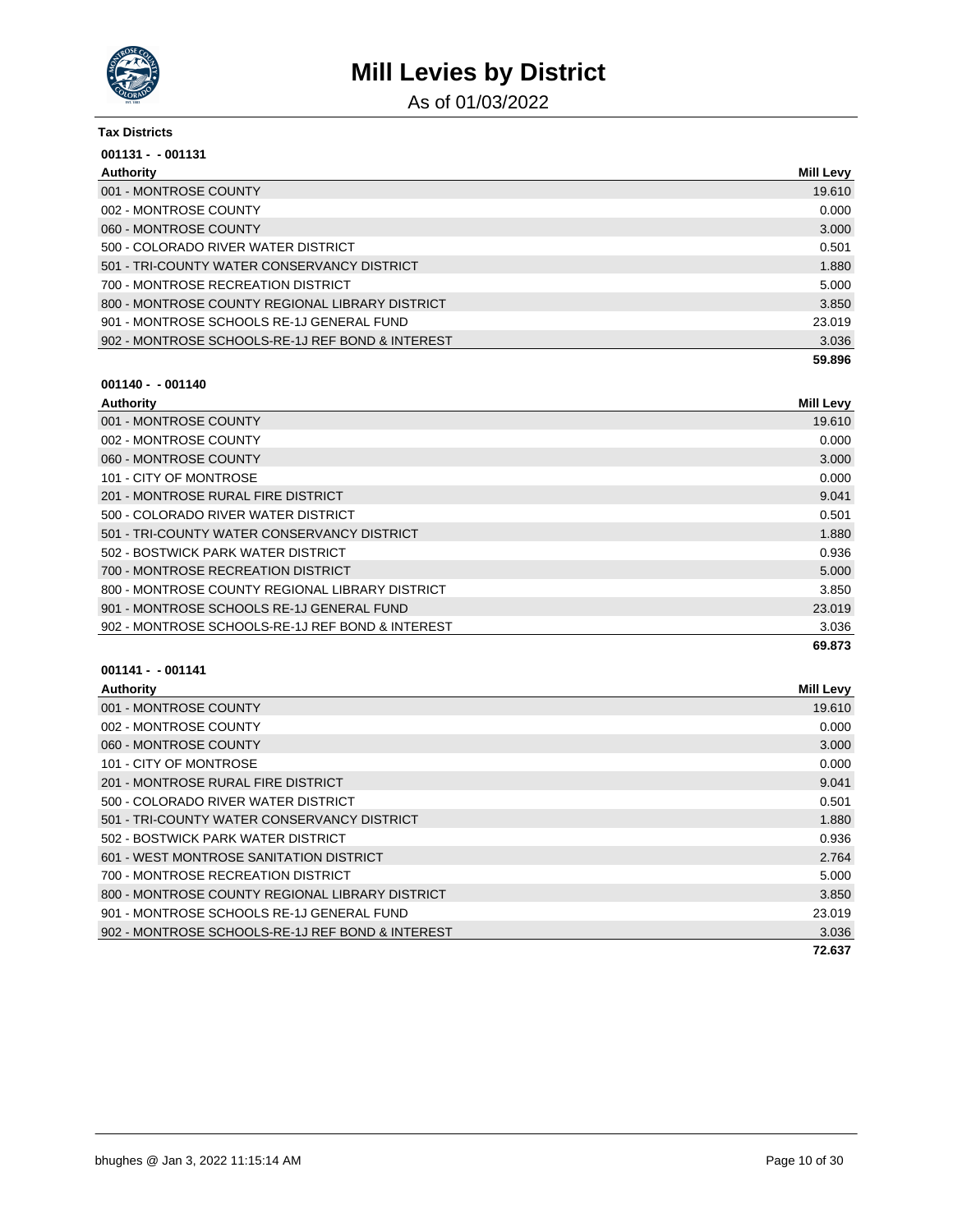# Mill Levies by District

As of 01/03/2022

**Tax Districts**

**001131 - - 001131**

| Authority | Mill Levy |
|---|---|
| 001 - MONTROSE COUNTY | 19.610 |
| 002 - MONTROSE COUNTY | 0.000 |
| 060 - MONTROSE COUNTY | 3.000 |
| 500 - COLORADO RIVER WATER DISTRICT | 0.501 |
| 501 - TRI-COUNTY WATER CONSERVANCY DISTRICT | 1.880 |
| 700 - MONTROSE RECREATION DISTRICT | 5.000 |
| 800 - MONTROSE COUNTY REGIONAL LIBRARY DISTRICT | 3.850 |
| 901 - MONTROSE SCHOOLS RE-1J GENERAL FUND | 23.019 |
| 902 - MONTROSE SCHOOLS-RE-1J REF BOND & INTEREST | 3.036 |
| | **59.896** |

**001140 - - 001140**

| Authority | Mill Levy |
|---|---|
| 001 - MONTROSE COUNTY | 19.610 |
| 002 - MONTROSE COUNTY | 0.000 |
| 060 - MONTROSE COUNTY | 3.000 |
| 101 - CITY OF MONTROSE | 0.000 |
| 201 - MONTROSE RURAL FIRE DISTRICT | 9.041 |
| 500 - COLORADO RIVER WATER DISTRICT | 0.501 |
| 501 - TRI-COUNTY WATER CONSERVANCY DISTRICT | 1.880 |
| 502 - BOSTWICK PARK WATER DISTRICT | 0.936 |
| 700 - MONTROSE RECREATION DISTRICT | 5.000 |
| 800 - MONTROSE COUNTY REGIONAL LIBRARY DISTRICT | 3.850 |
| 901 - MONTROSE SCHOOLS RE-1J GENERAL FUND | 23.019 |
| 902 - MONTROSE SCHOOLS-RE-1J REF BOND & INTEREST | 3.036 |
| | **69.873** |

**001141 - - 001141**

| Authority | Mill Levy |
|---|---|
| 001 - MONTROSE COUNTY | 19.610 |
| 002 - MONTROSE COUNTY | 0.000 |
| 060 - MONTROSE COUNTY | 3.000 |
| 101 - CITY OF MONTROSE | 0.000 |
| 201 - MONTROSE RURAL FIRE DISTRICT | 9.041 |
| 500 - COLORADO RIVER WATER DISTRICT | 0.501 |
| 501 - TRI-COUNTY WATER CONSERVANCY DISTRICT | 1.880 |
| 502 - BOSTWICK PARK WATER DISTRICT | 0.936 |
| 601 - WEST MONTROSE SANITATION DISTRICT | 2.764 |
| 700 - MONTROSE RECREATION DISTRICT | 5.000 |
| 800 - MONTROSE COUNTY REGIONAL LIBRARY DISTRICT | 3.850 |
| 901 - MONTROSE SCHOOLS RE-1J GENERAL FUND | 23.019 |
| 902 - MONTROSE SCHOOLS-RE-1J REF BOND & INTEREST | 3.036 |
| | **72.637** |

bhughes @ Jan 3, 2022 11:15:14 AM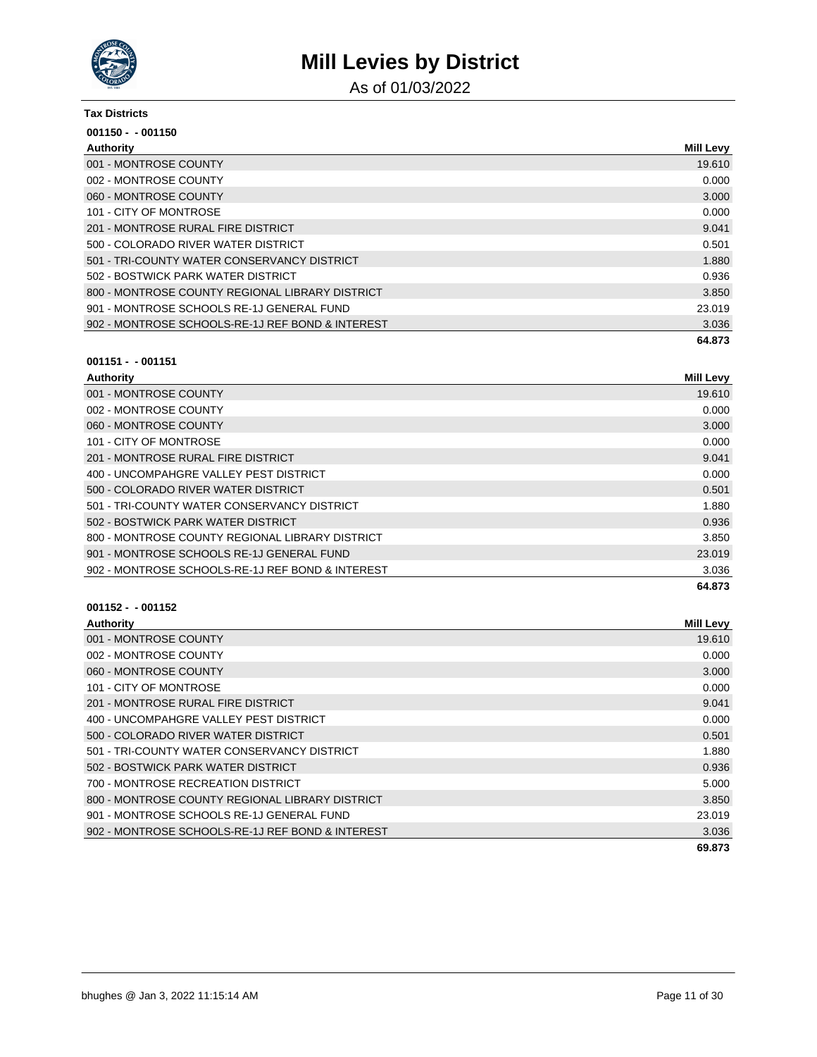# Mill Levies by District

As of 01/03/2022

**Tax Districts**

**001150 - - 001150**

| Authority | Mill Levy |
|---|---|
| 001 - MONTROSE COUNTY | 19.610 |
| 002 - MONTROSE COUNTY | 0.000 |
| 060 - MONTROSE COUNTY | 3.000 |
| 101 - CITY OF MONTROSE | 0.000 |
| 201 - MONTROSE RURAL FIRE DISTRICT | 9.041 |
| 500 - COLORADO RIVER WATER DISTRICT | 0.501 |
| 501 - TRI-COUNTY WATER CONSERVANCY DISTRICT | 1.880 |
| 502 - BOSTWICK PARK WATER DISTRICT | 0.936 |
| 800 - MONTROSE COUNTY REGIONAL LIBRARY DISTRICT | 3.850 |
| 901 - MONTROSE SCHOOLS RE-1J GENERAL FUND | 23.019 |
| 902 - MONTROSE SCHOOLS-RE-1J REF BOND & INTEREST | 3.036 |
| | **64.873** |

**001151 - - 001151**

| Authority | Mill Levy |
|---|---|
| 001 - MONTROSE COUNTY | 19.610 |
| 002 - MONTROSE COUNTY | 0.000 |
| 060 - MONTROSE COUNTY | 3.000 |
| 101 - CITY OF MONTROSE | 0.000 |
| 201 - MONTROSE RURAL FIRE DISTRICT | 9.041 |
| 400 - UNCOMPAHGRE VALLEY PEST DISTRICT | 0.000 |
| 500 - COLORADO RIVER WATER DISTRICT | 0.501 |
| 501 - TRI-COUNTY WATER CONSERVANCY DISTRICT | 1.880 |
| 502 - BOSTWICK PARK WATER DISTRICT | 0.936 |
| 800 - MONTROSE COUNTY REGIONAL LIBRARY DISTRICT | 3.850 |
| 901 - MONTROSE SCHOOLS RE-1J GENERAL FUND | 23.019 |
| 902 - MONTROSE SCHOOLS-RE-1J REF BOND & INTEREST | 3.036 |
| | **64.873** |

**001152 - - 001152**

| Authority | Mill Levy |
|---|---|
| 001 - MONTROSE COUNTY | 19.610 |
| 002 - MONTROSE COUNTY | 0.000 |
| 060 - MONTROSE COUNTY | 3.000 |
| 101 - CITY OF MONTROSE | 0.000 |
| 201 - MONTROSE RURAL FIRE DISTRICT | 9.041 |
| 400 - UNCOMPAHGRE VALLEY PEST DISTRICT | 0.000 |
| 500 - COLORADO RIVER WATER DISTRICT | 0.501 |
| 501 - TRI-COUNTY WATER CONSERVANCY DISTRICT | 1.880 |
| 502 - BOSTWICK PARK WATER DISTRICT | 0.936 |
| 700 - MONTROSE RECREATION DISTRICT | 5.000 |
| 800 - MONTROSE COUNTY REGIONAL LIBRARY DISTRICT | 3.850 |
| 901 - MONTROSE SCHOOLS RE-1J GENERAL FUND | 23.019 |
| 902 - MONTROSE SCHOOLS-RE-1J REF BOND & INTEREST | 3.036 |
| | **69.873** |

bhughes @ Jan 3, 2022 11:15:14 AM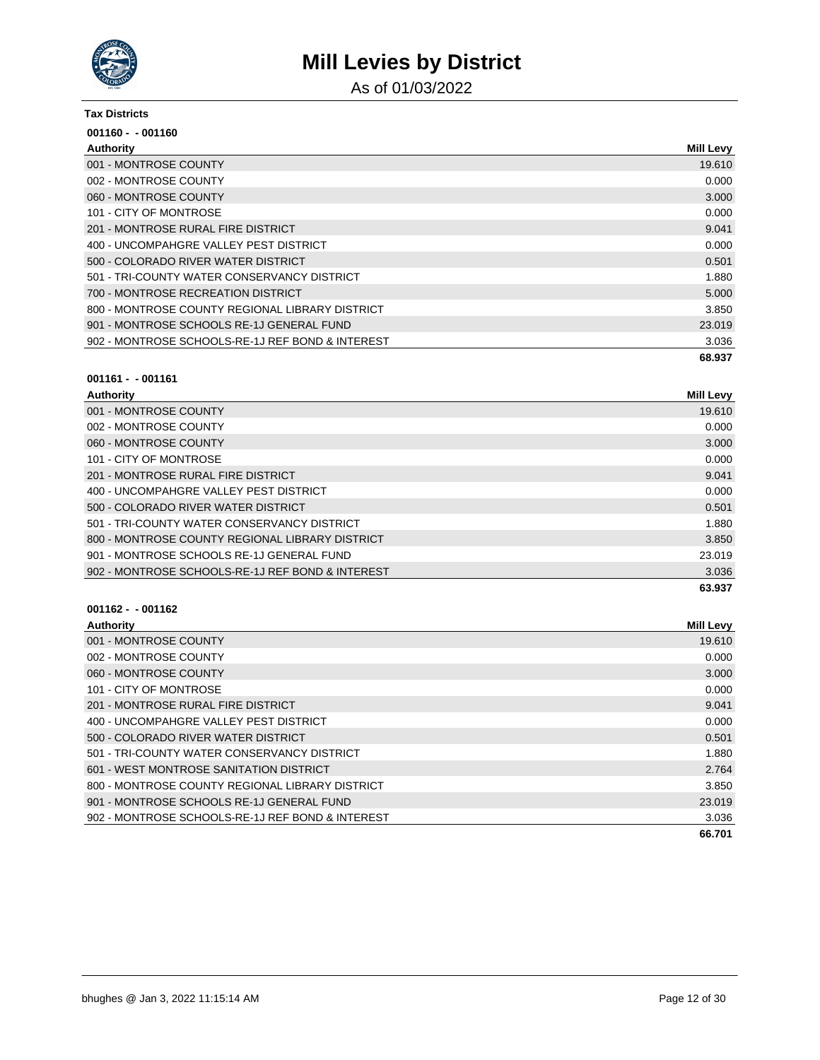# Mill Levies by District

As of 01/03/2022

**Tax Districts**

**001160 - - 001160**

| Authority | Mill Levy |
|---|---|
| 001 - MONTROSE COUNTY | 19.610 |
| 002 - MONTROSE COUNTY | 0.000 |
| 060 - MONTROSE COUNTY | 3.000 |
| 101 - CITY OF MONTROSE | 0.000 |
| 201 - MONTROSE RURAL FIRE DISTRICT | 9.041 |
| 400 - UNCOMPAHGRE VALLEY PEST DISTRICT | 0.000 |
| 500 - COLORADO RIVER WATER DISTRICT | 0.501 |
| 501 - TRI-COUNTY WATER CONSERVANCY DISTRICT | 1.880 |
| 700 - MONTROSE RECREATION DISTRICT | 5.000 |
| 800 - MONTROSE COUNTY REGIONAL LIBRARY DISTRICT | 3.850 |
| 901 - MONTROSE SCHOOLS RE-1J GENERAL FUND | 23.019 |
| 902 - MONTROSE SCHOOLS-RE-1J REF BOND & INTEREST | 3.036 |
| | **68.937** |

**001161 - - 001161**

| Authority | Mill Levy |
|---|---|
| 001 - MONTROSE COUNTY | 19.610 |
| 002 - MONTROSE COUNTY | 0.000 |
| 060 - MONTROSE COUNTY | 3.000 |
| 101 - CITY OF MONTROSE | 0.000 |
| 201 - MONTROSE RURAL FIRE DISTRICT | 9.041 |
| 400 - UNCOMPAHGRE VALLEY PEST DISTRICT | 0.000 |
| 500 - COLORADO RIVER WATER DISTRICT | 0.501 |
| 501 - TRI-COUNTY WATER CONSERVANCY DISTRICT | 1.880 |
| 800 - MONTROSE COUNTY REGIONAL LIBRARY DISTRICT | 3.850 |
| 901 - MONTROSE SCHOOLS RE-1J GENERAL FUND | 23.019 |
| 902 - MONTROSE SCHOOLS-RE-1J REF BOND & INTEREST | 3.036 |
| | **63.937** |

**001162 - - 001162**

| Authority | Mill Levy |
|---|---|
| 001 - MONTROSE COUNTY | 19.610 |
| 002 - MONTROSE COUNTY | 0.000 |
| 060 - MONTROSE COUNTY | 3.000 |
| 101 - CITY OF MONTROSE | 0.000 |
| 201 - MONTROSE RURAL FIRE DISTRICT | 9.041 |
| 400 - UNCOMPAHGRE VALLEY PEST DISTRICT | 0.000 |
| 500 - COLORADO RIVER WATER DISTRICT | 0.501 |
| 501 - TRI-COUNTY WATER CONSERVANCY DISTRICT | 1.880 |
| 601 - WEST MONTROSE SANITATION DISTRICT | 2.764 |
| 800 - MONTROSE COUNTY REGIONAL LIBRARY DISTRICT | 3.850 |
| 901 - MONTROSE SCHOOLS RE-1J GENERAL FUND | 23.019 |
| 902 - MONTROSE SCHOOLS-RE-1J REF BOND & INTEREST | 3.036 |
| | **66.701** |

bhughes @ Jan 3, 2022 11:15:14 AM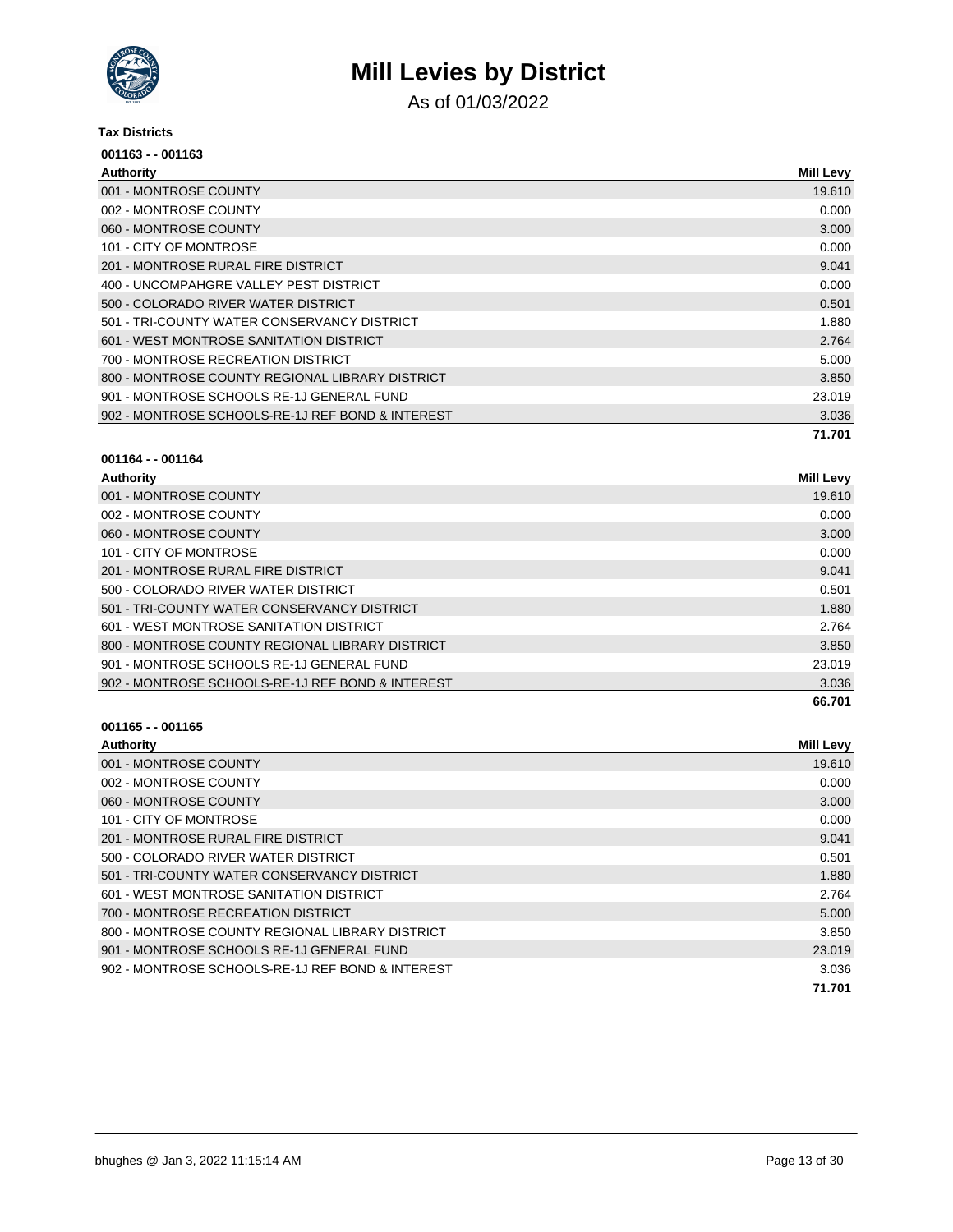# Mill Levies by District

As of 01/03/2022

**Tax Districts**

**001163 - - 001163**

| Authority | Mill Levy |
|---|---|
| 001 - MONTROSE COUNTY | 19.610 |
| 002 - MONTROSE COUNTY | 0.000 |
| 060 - MONTROSE COUNTY | 3.000 |
| 101 - CITY OF MONTROSE | 0.000 |
| 201 - MONTROSE RURAL FIRE DISTRICT | 9.041 |
| 400 - UNCOMPAHGRE VALLEY PEST DISTRICT | 0.000 |
| 500 - COLORADO RIVER WATER DISTRICT | 0.501 |
| 501 - TRI-COUNTY WATER CONSERVANCY DISTRICT | 1.880 |
| 601 - WEST MONTROSE SANITATION DISTRICT | 2.764 |
| 700 - MONTROSE RECREATION DISTRICT | 5.000 |
| 800 - MONTROSE COUNTY REGIONAL LIBRARY DISTRICT | 3.850 |
| 901 - MONTROSE SCHOOLS RE-1J GENERAL FUND | 23.019 |
| 902 - MONTROSE SCHOOLS-RE-1J REF BOND & INTEREST | 3.036 |
| | **71.701** |

**001164 - - 001164**

| Authority | Mill Levy |
|---|---|
| 001 - MONTROSE COUNTY | 19.610 |
| 002 - MONTROSE COUNTY | 0.000 |
| 060 - MONTROSE COUNTY | 3.000 |
| 101 - CITY OF MONTROSE | 0.000 |
| 201 - MONTROSE RURAL FIRE DISTRICT | 9.041 |
| 500 - COLORADO RIVER WATER DISTRICT | 0.501 |
| 501 - TRI-COUNTY WATER CONSERVANCY DISTRICT | 1.880 |
| 601 - WEST MONTROSE SANITATION DISTRICT | 2.764 |
| 800 - MONTROSE COUNTY REGIONAL LIBRARY DISTRICT | 3.850 |
| 901 - MONTROSE SCHOOLS RE-1J GENERAL FUND | 23.019 |
| 902 - MONTROSE SCHOOLS-RE-1J REF BOND & INTEREST | 3.036 |
| | **66.701** |

**001165 - - 001165**

| Authority | Mill Levy |
|---|---|
| 001 - MONTROSE COUNTY | 19.610 |
| 002 - MONTROSE COUNTY | 0.000 |
| 060 - MONTROSE COUNTY | 3.000 |
| 101 - CITY OF MONTROSE | 0.000 |
| 201 - MONTROSE RURAL FIRE DISTRICT | 9.041 |
| 500 - COLORADO RIVER WATER DISTRICT | 0.501 |
| 501 - TRI-COUNTY WATER CONSERVANCY DISTRICT | 1.880 |
| 601 - WEST MONTROSE SANITATION DISTRICT | 2.764 |
| 700 - MONTROSE RECREATION DISTRICT | 5.000 |
| 800 - MONTROSE COUNTY REGIONAL LIBRARY DISTRICT | 3.850 |
| 901 - MONTROSE SCHOOLS RE-1J GENERAL FUND | 23.019 |
| 902 - MONTROSE SCHOOLS-RE-1J REF BOND & INTEREST | 3.036 |
| | **71.701** |

bhughes @ Jan 3, 2022 11:15:14 AM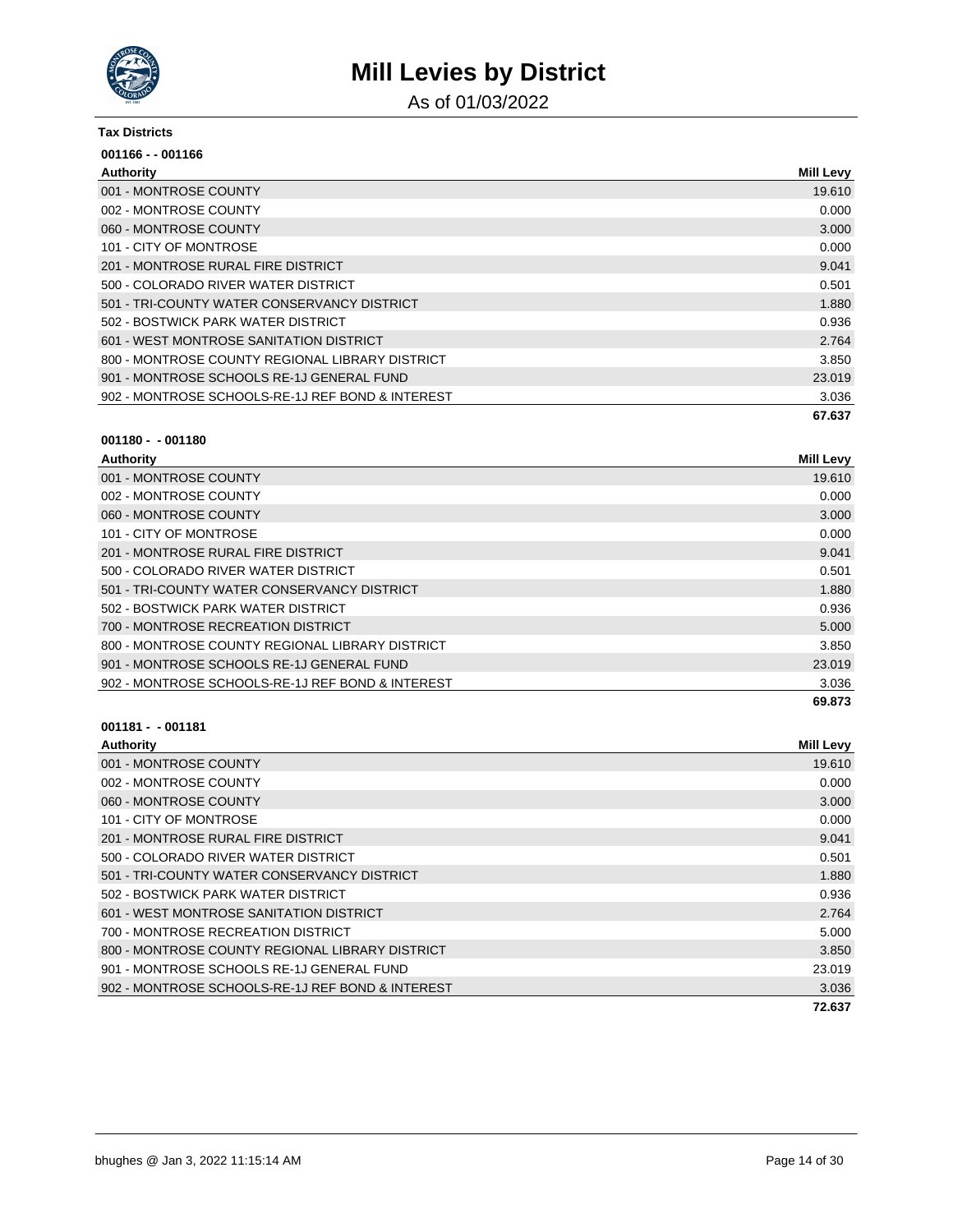# Mill Levies by District

As of 01/03/2022

**Tax Districts**

**001166 - - 001166**

| Authority | Mill Levy |
|---|---|
| 001 - MONTROSE COUNTY | 19.610 |
| 002 - MONTROSE COUNTY | 0.000 |
| 060 - MONTROSE COUNTY | 3.000 |
| 101 - CITY OF MONTROSE | 0.000 |
| 201 - MONTROSE RURAL FIRE DISTRICT | 9.041 |
| 500 - COLORADO RIVER WATER DISTRICT | 0.501 |
| 501 - TRI-COUNTY WATER CONSERVANCY DISTRICT | 1.880 |
| 502 - BOSTWICK PARK WATER DISTRICT | 0.936 |
| 601 - WEST MONTROSE SANITATION DISTRICT | 2.764 |
| 800 - MONTROSE COUNTY REGIONAL LIBRARY DISTRICT | 3.850 |
| 901 - MONTROSE SCHOOLS RE-1J GENERAL FUND | 23.019 |
| 902 - MONTROSE SCHOOLS-RE-1J REF BOND & INTEREST | 3.036 |
| | **67.637** |

**001180 - - 001180**

| Authority | Mill Levy |
|---|---|
| 001 - MONTROSE COUNTY | 19.610 |
| 002 - MONTROSE COUNTY | 0.000 |
| 060 - MONTROSE COUNTY | 3.000 |
| 101 - CITY OF MONTROSE | 0.000 |
| 201 - MONTROSE RURAL FIRE DISTRICT | 9.041 |
| 500 - COLORADO RIVER WATER DISTRICT | 0.501 |
| 501 - TRI-COUNTY WATER CONSERVANCY DISTRICT | 1.880 |
| 502 - BOSTWICK PARK WATER DISTRICT | 0.936 |
| 700 - MONTROSE RECREATION DISTRICT | 5.000 |
| 800 - MONTROSE COUNTY REGIONAL LIBRARY DISTRICT | 3.850 |
| 901 - MONTROSE SCHOOLS RE-1J GENERAL FUND | 23.019 |
| 902 - MONTROSE SCHOOLS-RE-1J REF BOND & INTEREST | 3.036 |
| | **69.873** |

**001181 - - 001181**

| Authority | Mill Levy |
|---|---|
| 001 - MONTROSE COUNTY | 19.610 |
| 002 - MONTROSE COUNTY | 0.000 |
| 060 - MONTROSE COUNTY | 3.000 |
| 101 - CITY OF MONTROSE | 0.000 |
| 201 - MONTROSE RURAL FIRE DISTRICT | 9.041 |
| 500 - COLORADO RIVER WATER DISTRICT | 0.501 |
| 501 - TRI-COUNTY WATER CONSERVANCY DISTRICT | 1.880 |
| 502 - BOSTWICK PARK WATER DISTRICT | 0.936 |
| 601 - WEST MONTROSE SANITATION DISTRICT | 2.764 |
| 700 - MONTROSE RECREATION DISTRICT | 5.000 |
| 800 - MONTROSE COUNTY REGIONAL LIBRARY DISTRICT | 3.850 |
| 901 - MONTROSE SCHOOLS RE-1J GENERAL FUND | 23.019 |
| 902 - MONTROSE SCHOOLS-RE-1J REF BOND & INTEREST | 3.036 |
| | **72.637** |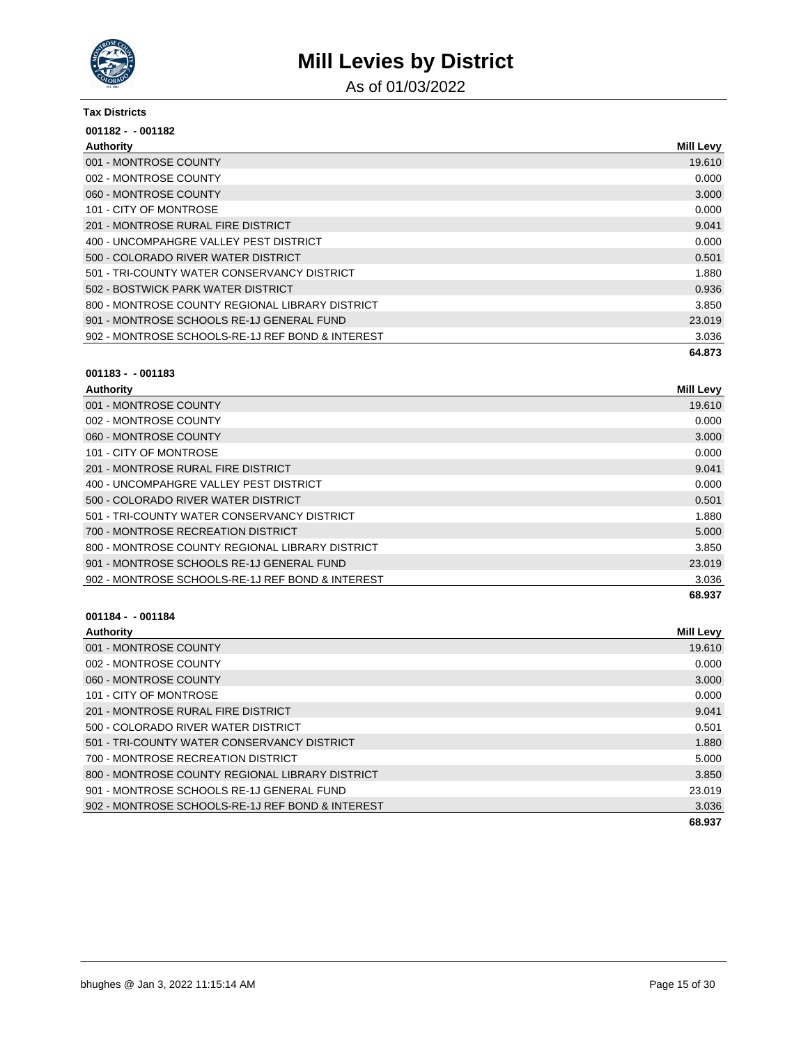# Mill Levies by District

As of 01/03/2022

**Tax Districts**

**001182 - - 001182**

| Authority | Mill Levy |
|---|---|
| 001 - MONTROSE COUNTY | 19.610 |
| 002 - MONTROSE COUNTY | 0.000 |
| 060 - MONTROSE COUNTY | 3.000 |
| 101 - CITY OF MONTROSE | 0.000 |
| 201 - MONTROSE RURAL FIRE DISTRICT | 9.041 |
| 400 - UNCOMPAHGRE VALLEY PEST DISTRICT | 0.000 |
| 500 - COLORADO RIVER WATER DISTRICT | 0.501 |
| 501 - TRI-COUNTY WATER CONSERVANCY DISTRICT | 1.880 |
| 502 - BOSTWICK PARK WATER DISTRICT | 0.936 |
| 800 - MONTROSE COUNTY REGIONAL LIBRARY DISTRICT | 3.850 |
| 901 - MONTROSE SCHOOLS RE-1J GENERAL FUND | 23.019 |
| 902 - MONTROSE SCHOOLS-RE-1J REF BOND & INTEREST | 3.036 |
| | **64.873** |

**001183 - - 001183**

| Authority | Mill Levy |
|---|---|
| 001 - MONTROSE COUNTY | 19.610 |
| 002 - MONTROSE COUNTY | 0.000 |
| 060 - MONTROSE COUNTY | 3.000 |
| 101 - CITY OF MONTROSE | 0.000 |
| 201 - MONTROSE RURAL FIRE DISTRICT | 9.041 |
| 400 - UNCOMPAHGRE VALLEY PEST DISTRICT | 0.000 |
| 500 - COLORADO RIVER WATER DISTRICT | 0.501 |
| 501 - TRI-COUNTY WATER CONSERVANCY DISTRICT | 1.880 |
| 700 - MONTROSE RECREATION DISTRICT | 5.000 |
| 800 - MONTROSE COUNTY REGIONAL LIBRARY DISTRICT | 3.850 |
| 901 - MONTROSE SCHOOLS RE-1J GENERAL FUND | 23.019 |
| 902 - MONTROSE SCHOOLS-RE-1J REF BOND & INTEREST | 3.036 |
| | **68.937** |

**001184 - - 001184**

| Authority | Mill Levy |
|---|---|
| 001 - MONTROSE COUNTY | 19.610 |
| 002 - MONTROSE COUNTY | 0.000 |
| 060 - MONTROSE COUNTY | 3.000 |
| 101 - CITY OF MONTROSE | 0.000 |
| 201 - MONTROSE RURAL FIRE DISTRICT | 9.041 |
| 500 - COLORADO RIVER WATER DISTRICT | 0.501 |
| 501 - TRI-COUNTY WATER CONSERVANCY DISTRICT | 1.880 |
| 700 - MONTROSE RECREATION DISTRICT | 5.000 |
| 800 - MONTROSE COUNTY REGIONAL LIBRARY DISTRICT | 3.850 |
| 901 - MONTROSE SCHOOLS RE-1J GENERAL FUND | 23.019 |
| 902 - MONTROSE SCHOOLS-RE-1J REF BOND & INTEREST | 3.036 |
| | **68.937** |

bhughes @ Jan 3, 2022 11:15:14 AM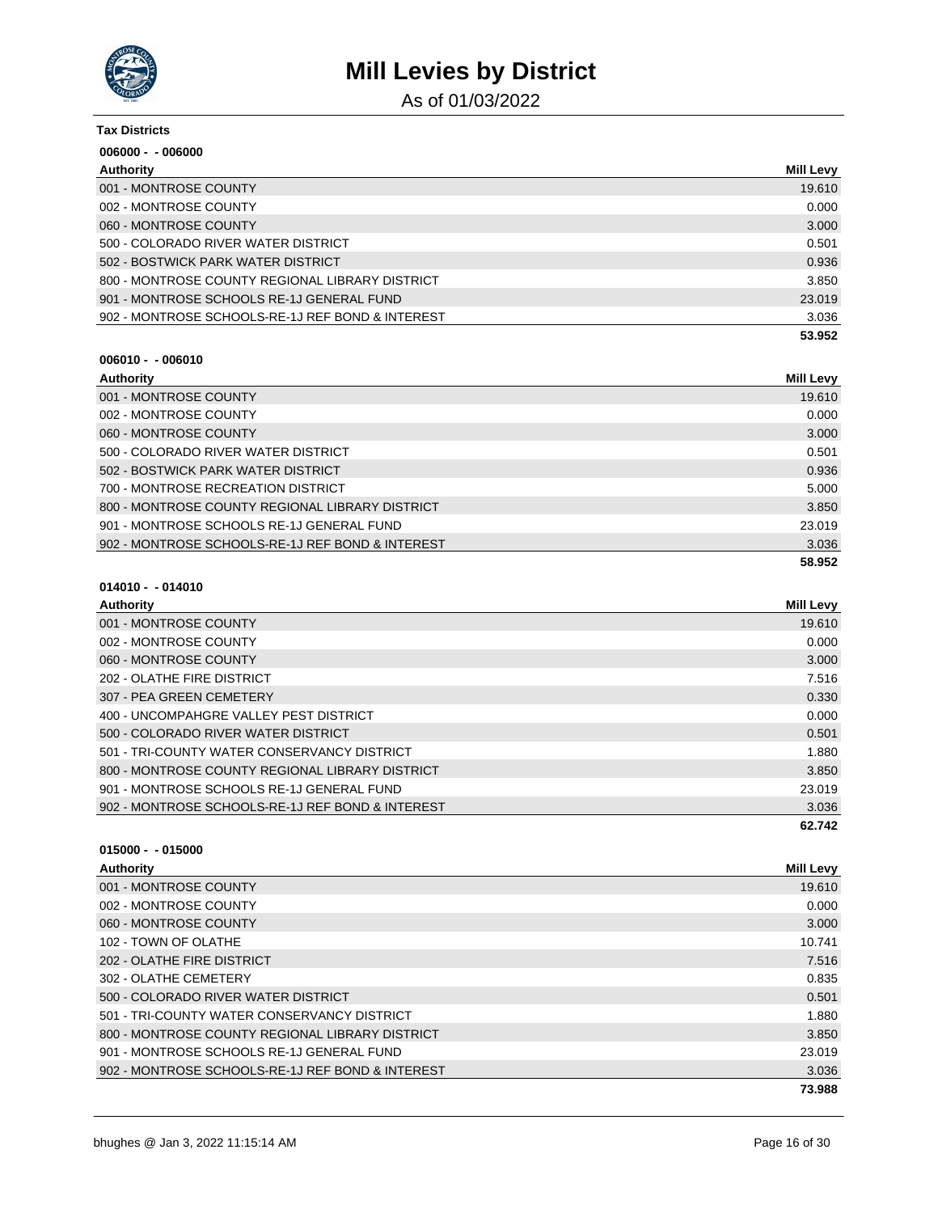# Mill Levies by District

As of 01/03/2022

**Tax Districts**

**006000 - - 006000**

| Authority | Mill Levy |
|---|---|
| 001 - MONTROSE COUNTY | 19.610 |
| 002 - MONTROSE COUNTY | 0.000 |
| 060 - MONTROSE COUNTY | 3.000 |
| 500 - COLORADO RIVER WATER DISTRICT | 0.501 |
| 502 - BOSTWICK PARK WATER DISTRICT | 0.936 |
| 800 - MONTROSE COUNTY REGIONAL LIBRARY DISTRICT | 3.850 |
| 901 - MONTROSE SCHOOLS RE-1J GENERAL FUND | 23.019 |
| 902 - MONTROSE SCHOOLS-RE-1J REF BOND & INTEREST | 3.036 |
| | **53.952** |

**006010 - - 006010**

| Authority | Mill Levy |
|---|---|
| 001 - MONTROSE COUNTY | 19.610 |
| 002 - MONTROSE COUNTY | 0.000 |
| 060 - MONTROSE COUNTY | 3.000 |
| 500 - COLORADO RIVER WATER DISTRICT | 0.501 |
| 502 - BOSTWICK PARK WATER DISTRICT | 0.936 |
| 700 - MONTROSE RECREATION DISTRICT | 5.000 |
| 800 - MONTROSE COUNTY REGIONAL LIBRARY DISTRICT | 3.850 |
| 901 - MONTROSE SCHOOLS RE-1J GENERAL FUND | 23.019 |
| 902 - MONTROSE SCHOOLS-RE-1J REF BOND & INTEREST | 3.036 |
| | **58.952** |

**014010 - - 014010**

| Authority | Mill Levy |
|---|---|
| 001 - MONTROSE COUNTY | 19.610 |
| 002 - MONTROSE COUNTY | 0.000 |
| 060 - MONTROSE COUNTY | 3.000 |
| 202 - OLATHE FIRE DISTRICT | 7.516 |
| 307 - PEA GREEN CEMETERY | 0.330 |
| 400 - UNCOMPAHGRE VALLEY PEST DISTRICT | 0.000 |
| 500 - COLORADO RIVER WATER DISTRICT | 0.501 |
| 501 - TRI-COUNTY WATER CONSERVANCY DISTRICT | 1.880 |
| 800 - MONTROSE COUNTY REGIONAL LIBRARY DISTRICT | 3.850 |
| 901 - MONTROSE SCHOOLS RE-1J GENERAL FUND | 23.019 |
| 902 - MONTROSE SCHOOLS-RE-1J REF BOND & INTEREST | 3.036 |
| | **62.742** |

**015000 - - 015000**

| Authority | Mill Levy |
|---|---|
| 001 - MONTROSE COUNTY | 19.610 |
| 002 - MONTROSE COUNTY | 0.000 |
| 060 - MONTROSE COUNTY | 3.000 |
| 102 - TOWN OF OLATHE | 10.741 |
| 202 - OLATHE FIRE DISTRICT | 7.516 |
| 302 - OLATHE CEMETERY | 0.835 |
| 500 - COLORADO RIVER WATER DISTRICT | 0.501 |
| 501 - TRI-COUNTY WATER CONSERVANCY DISTRICT | 1.880 |
| 800 - MONTROSE COUNTY REGIONAL LIBRARY DISTRICT | 3.850 |
| 901 - MONTROSE SCHOOLS RE-1J GENERAL FUND | 23.019 |
| 902 - MONTROSE SCHOOLS-RE-1J REF BOND & INTEREST | 3.036 |
| | **73.988** |

bhughes @ Jan 3, 2022 11:15:14 AM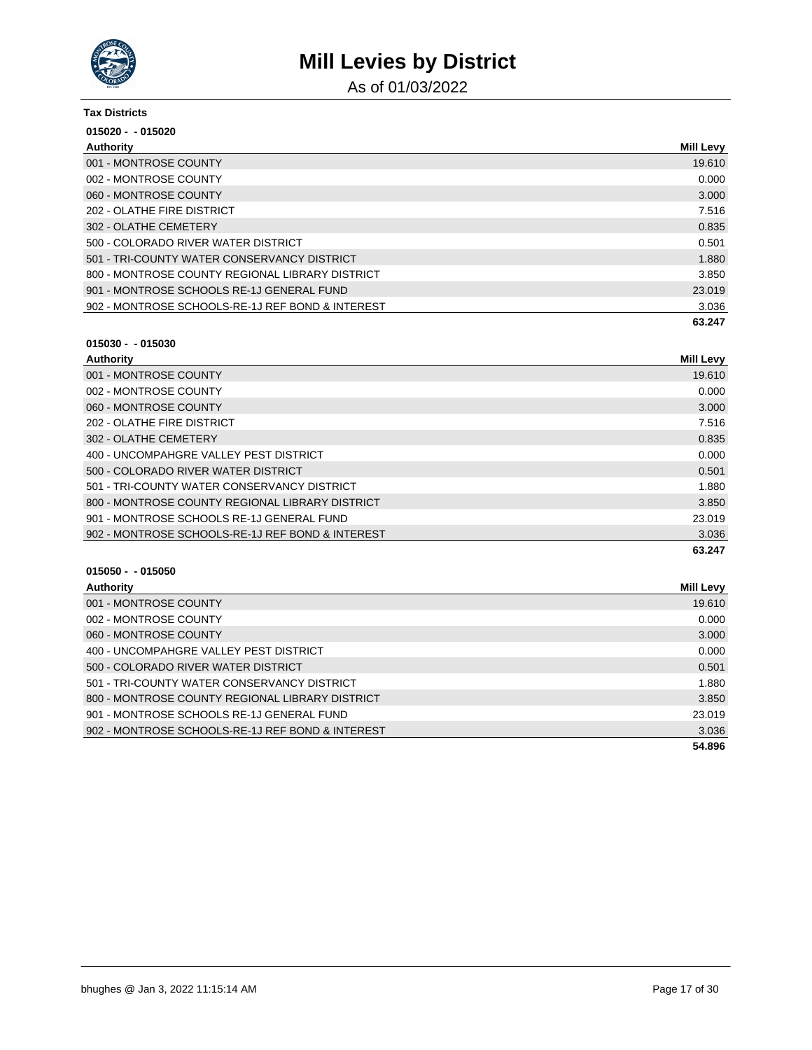# Mill Levies by District

As of 01/03/2022

**Tax Districts**

**015020 - - 015020**

| Authority | Mill Levy |
|---|---|
| 001 - MONTROSE COUNTY | 19.610 |
| 002 - MONTROSE COUNTY | 0.000 |
| 060 - MONTROSE COUNTY | 3.000 |
| 202 - OLATHE FIRE DISTRICT | 7.516 |
| 302 - OLATHE CEMETERY | 0.835 |
| 500 - COLORADO RIVER WATER DISTRICT | 0.501 |
| 501 - TRI-COUNTY WATER CONSERVANCY DISTRICT | 1.880 |
| 800 - MONTROSE COUNTY REGIONAL LIBRARY DISTRICT | 3.850 |
| 901 - MONTROSE SCHOOLS RE-1J GENERAL FUND | 23.019 |
| 902 - MONTROSE SCHOOLS-RE-1J REF BOND & INTEREST | 3.036 |
| | **63.247** |

**015030 - - 015030**

| Authority | Mill Levy |
|---|---|
| 001 - MONTROSE COUNTY | 19.610 |
| 002 - MONTROSE COUNTY | 0.000 |
| 060 - MONTROSE COUNTY | 3.000 |
| 202 - OLATHE FIRE DISTRICT | 7.516 |
| 302 - OLATHE CEMETERY | 0.835 |
| 400 - UNCOMPAHGRE VALLEY PEST DISTRICT | 0.000 |
| 500 - COLORADO RIVER WATER DISTRICT | 0.501 |
| 501 - TRI-COUNTY WATER CONSERVANCY DISTRICT | 1.880 |
| 800 - MONTROSE COUNTY REGIONAL LIBRARY DISTRICT | 3.850 |
| 901 - MONTROSE SCHOOLS RE-1J GENERAL FUND | 23.019 |
| 902 - MONTROSE SCHOOLS-RE-1J REF BOND & INTEREST | 3.036 |
| | **63.247** |

**015050 - - 015050**

| Authority | Mill Levy |
|---|---|
| 001 - MONTROSE COUNTY | 19.610 |
| 002 - MONTROSE COUNTY | 0.000 |
| 060 - MONTROSE COUNTY | 3.000 |
| 400 - UNCOMPAHGRE VALLEY PEST DISTRICT | 0.000 |
| 500 - COLORADO RIVER WATER DISTRICT | 0.501 |
| 501 - TRI-COUNTY WATER CONSERVANCY DISTRICT | 1.880 |
| 800 - MONTROSE COUNTY REGIONAL LIBRARY DISTRICT | 3.850 |
| 901 - MONTROSE SCHOOLS RE-1J GENERAL FUND | 23.019 |
| 902 - MONTROSE SCHOOLS-RE-1J REF BOND & INTEREST | 3.036 |
| | **54.896** |

bhughes @ Jan 3, 2022 11:15:14 AM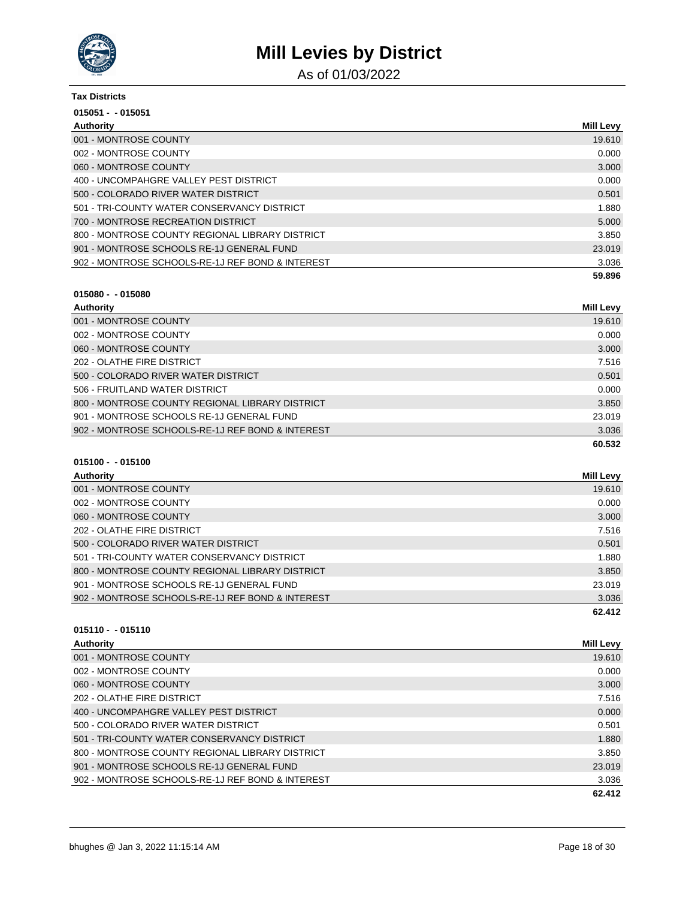# Mill Levies by District

As of 01/03/2022

**Tax Districts**

**015051 - - 015051**

| Authority | Mill Levy |
|---|---|
| 001 - MONTROSE COUNTY | 19.610 |
| 002 - MONTROSE COUNTY | 0.000 |
| 060 - MONTROSE COUNTY | 3.000 |
| 400 - UNCOMPAHGRE VALLEY PEST DISTRICT | 0.000 |
| 500 - COLORADO RIVER WATER DISTRICT | 0.501 |
| 501 - TRI-COUNTY WATER CONSERVANCY DISTRICT | 1.880 |
| 700 - MONTROSE RECREATION DISTRICT | 5.000 |
| 800 - MONTROSE COUNTY REGIONAL LIBRARY DISTRICT | 3.850 |
| 901 - MONTROSE SCHOOLS RE-1J GENERAL FUND | 23.019 |
| 902 - MONTROSE SCHOOLS-RE-1J REF BOND & INTEREST | 3.036 |
| | **59.896** |

**015080 - - 015080**

| Authority | Mill Levy |
|---|---|
| 001 - MONTROSE COUNTY | 19.610 |
| 002 - MONTROSE COUNTY | 0.000 |
| 060 - MONTROSE COUNTY | 3.000 |
| 202 - OLATHE FIRE DISTRICT | 7.516 |
| 500 - COLORADO RIVER WATER DISTRICT | 0.501 |
| 506 - FRUITLAND WATER DISTRICT | 0.000 |
| 800 - MONTROSE COUNTY REGIONAL LIBRARY DISTRICT | 3.850 |
| 901 - MONTROSE SCHOOLS RE-1J GENERAL FUND | 23.019 |
| 902 - MONTROSE SCHOOLS-RE-1J REF BOND & INTEREST | 3.036 |
| | **60.532** |

**015100 - - 015100**

| Authority | Mill Levy |
|---|---|
| 001 - MONTROSE COUNTY | 19.610 |
| 002 - MONTROSE COUNTY | 0.000 |
| 060 - MONTROSE COUNTY | 3.000 |
| 202 - OLATHE FIRE DISTRICT | 7.516 |
| 500 - COLORADO RIVER WATER DISTRICT | 0.501 |
| 501 - TRI-COUNTY WATER CONSERVANCY DISTRICT | 1.880 |
| 800 - MONTROSE COUNTY REGIONAL LIBRARY DISTRICT | 3.850 |
| 901 - MONTROSE SCHOOLS RE-1J GENERAL FUND | 23.019 |
| 902 - MONTROSE SCHOOLS-RE-1J REF BOND & INTEREST | 3.036 |
| | **62.412** |

**015110 - - 015110**

| Authority | Mill Levy |
|---|---|
| 001 - MONTROSE COUNTY | 19.610 |
| 002 - MONTROSE COUNTY | 0.000 |
| 060 - MONTROSE COUNTY | 3.000 |
| 202 - OLATHE FIRE DISTRICT | 7.516 |
| 400 - UNCOMPAHGRE VALLEY PEST DISTRICT | 0.000 |
| 500 - COLORADO RIVER WATER DISTRICT | 0.501 |
| 501 - TRI-COUNTY WATER CONSERVANCY DISTRICT | 1.880 |
| 800 - MONTROSE COUNTY REGIONAL LIBRARY DISTRICT | 3.850 |
| 901 - MONTROSE SCHOOLS RE-1J GENERAL FUND | 23.019 |
| 902 - MONTROSE SCHOOLS-RE-1J REF BOND & INTEREST | 3.036 |
| | **62.412** |

bhughes @ Jan 3, 2022 11:15:14 AM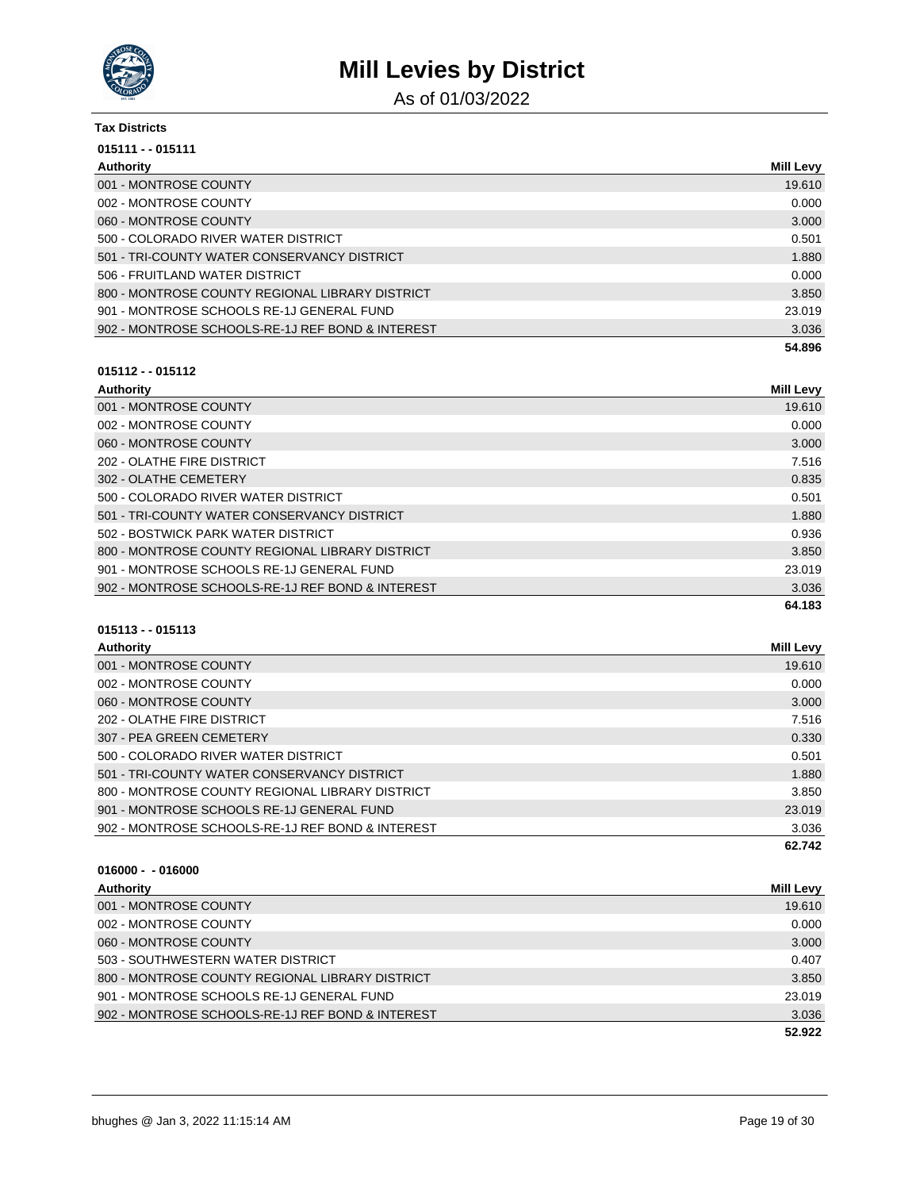# Mill Levies by District

As of 01/03/2022

**Tax Districts**

**015111 - - 015111**

| Authority | Mill Levy |
|---|---|
| 001 - MONTROSE COUNTY | 19.610 |
| 002 - MONTROSE COUNTY | 0.000 |
| 060 - MONTROSE COUNTY | 3.000 |
| 500 - COLORADO RIVER WATER DISTRICT | 0.501 |
| 501 - TRI-COUNTY WATER CONSERVANCY DISTRICT | 1.880 |
| 506 - FRUITLAND WATER DISTRICT | 0.000 |
| 800 - MONTROSE COUNTY REGIONAL LIBRARY DISTRICT | 3.850 |
| 901 - MONTROSE SCHOOLS RE-1J GENERAL FUND | 23.019 |
| 902 - MONTROSE SCHOOLS-RE-1J REF BOND & INTEREST | 3.036 |
| | **54.896** |

**015112 - - 015112**

| Authority | Mill Levy |
|---|---|
| 001 - MONTROSE COUNTY | 19.610 |
| 002 - MONTROSE COUNTY | 0.000 |
| 060 - MONTROSE COUNTY | 3.000 |
| 202 - OLATHE FIRE DISTRICT | 7.516 |
| 302 - OLATHE CEMETERY | 0.835 |
| 500 - COLORADO RIVER WATER DISTRICT | 0.501 |
| 501 - TRI-COUNTY WATER CONSERVANCY DISTRICT | 1.880 |
| 502 - BOSTWICK PARK WATER DISTRICT | 0.936 |
| 800 - MONTROSE COUNTY REGIONAL LIBRARY DISTRICT | 3.850 |
| 901 - MONTROSE SCHOOLS RE-1J GENERAL FUND | 23.019 |
| 902 - MONTROSE SCHOOLS-RE-1J REF BOND & INTEREST | 3.036 |
| | **64.183** |

**015113 - - 015113**

| Authority | Mill Levy |
|---|---|
| 001 - MONTROSE COUNTY | 19.610 |
| 002 - MONTROSE COUNTY | 0.000 |
| 060 - MONTROSE COUNTY | 3.000 |
| 202 - OLATHE FIRE DISTRICT | 7.516 |
| 307 - PEA GREEN CEMETERY | 0.330 |
| 500 - COLORADO RIVER WATER DISTRICT | 0.501 |
| 501 - TRI-COUNTY WATER CONSERVANCY DISTRICT | 1.880 |
| 800 - MONTROSE COUNTY REGIONAL LIBRARY DISTRICT | 3.850 |
| 901 - MONTROSE SCHOOLS RE-1J GENERAL FUND | 23.019 |
| 902 - MONTROSE SCHOOLS-RE-1J REF BOND & INTEREST | 3.036 |
| | **62.742** |

**016000 - - 016000**

| Authority | Mill Levy |
|---|---|
| 001 - MONTROSE COUNTY | 19.610 |
| 002 - MONTROSE COUNTY | 0.000 |
| 060 - MONTROSE COUNTY | 3.000 |
| 503 - SOUTHWESTERN WATER DISTRICT | 0.407 |
| 800 - MONTROSE COUNTY REGIONAL LIBRARY DISTRICT | 3.850 |
| 901 - MONTROSE SCHOOLS RE-1J GENERAL FUND | 23.019 |
| 902 - MONTROSE SCHOOLS-RE-1J REF BOND & INTEREST | 3.036 |
| | **52.922** |

bhughes @ Jan 3, 2022 11:15:14 AM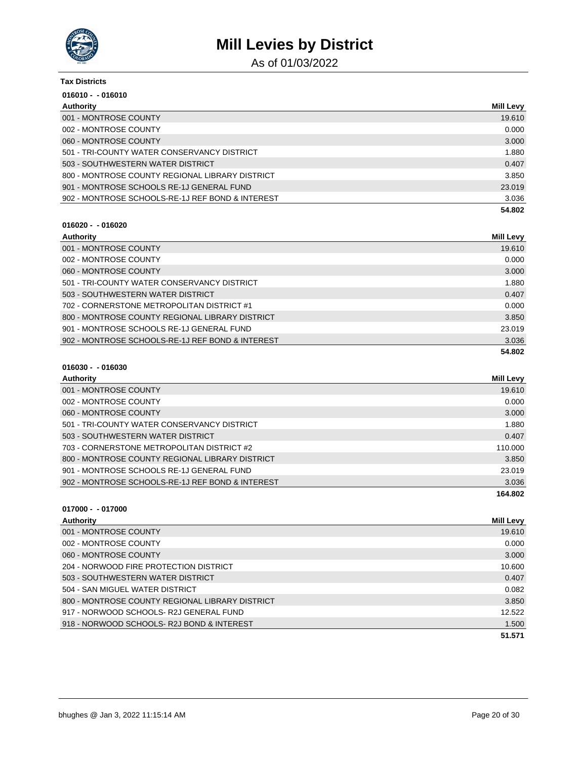# Mill Levies by District

As of 01/03/2022

**Tax Districts**

**016010 - - 016010**

| Authority | Mill Levy |
| --- | --- |
| 001 - MONTROSE COUNTY | 19.610 |
| 002 - MONTROSE COUNTY | 0.000 |
| 060 - MONTROSE COUNTY | 3.000 |
| 501 - TRI-COUNTY WATER CONSERVANCY DISTRICT | 1.880 |
| 503 - SOUTHWESTERN WATER DISTRICT | 0.407 |
| 800 - MONTROSE COUNTY REGIONAL LIBRARY DISTRICT | 3.850 |
| 901 - MONTROSE SCHOOLS RE-1J GENERAL FUND | 23.019 |
| 902 - MONTROSE SCHOOLS-RE-1J REF BOND & INTEREST | 3.036 |
| | **54.802** |

**016020 - - 016020**

| Authority | Mill Levy |
| --- | --- |
| 001 - MONTROSE COUNTY | 19.610 |
| 002 - MONTROSE COUNTY | 0.000 |
| 060 - MONTROSE COUNTY | 3.000 |
| 501 - TRI-COUNTY WATER CONSERVANCY DISTRICT | 1.880 |
| 503 - SOUTHWESTERN WATER DISTRICT | 0.407 |
| 702 - CORNERSTONE METROPOLITAN DISTRICT #1 | 0.000 |
| 800 - MONTROSE COUNTY REGIONAL LIBRARY DISTRICT | 3.850 |
| 901 - MONTROSE SCHOOLS RE-1J GENERAL FUND | 23.019 |
| 902 - MONTROSE SCHOOLS-RE-1J REF BOND & INTEREST | 3.036 |
| | **54.802** |

**016030 - - 016030**

| Authority | Mill Levy |
| --- | --- |
| 001 - MONTROSE COUNTY | 19.610 |
| 002 - MONTROSE COUNTY | 0.000 |
| 060 - MONTROSE COUNTY | 3.000 |
| 501 - TRI-COUNTY WATER CONSERVANCY DISTRICT | 1.880 |
| 503 - SOUTHWESTERN WATER DISTRICT | 0.407 |
| 703 - CORNERSTONE METROPOLITAN DISTRICT #2 | 110.000 |
| 800 - MONTROSE COUNTY REGIONAL LIBRARY DISTRICT | 3.850 |
| 901 - MONTROSE SCHOOLS RE-1J GENERAL FUND | 23.019 |
| 902 - MONTROSE SCHOOLS-RE-1J REF BOND & INTEREST | 3.036 |
| | **164.802** |

**017000 - - 017000**

| Authority | Mill Levy |
| --- | --- |
| 001 - MONTROSE COUNTY | 19.610 |
| 002 - MONTROSE COUNTY | 0.000 |
| 060 - MONTROSE COUNTY | 3.000 |
| 204 - NORWOOD FIRE PROTECTION DISTRICT | 10.600 |
| 503 - SOUTHWESTERN WATER DISTRICT | 0.407 |
| 504 - SAN MIGUEL WATER DISTRICT | 0.082 |
| 800 - MONTROSE COUNTY REGIONAL LIBRARY DISTRICT | 3.850 |
| 917 - NORWOOD SCHOOLS- R2J GENERAL FUND | 12.522 |
| 918 - NORWOOD SCHOOLS- R2J BOND & INTEREST | 1.500 |
| | **51.571** |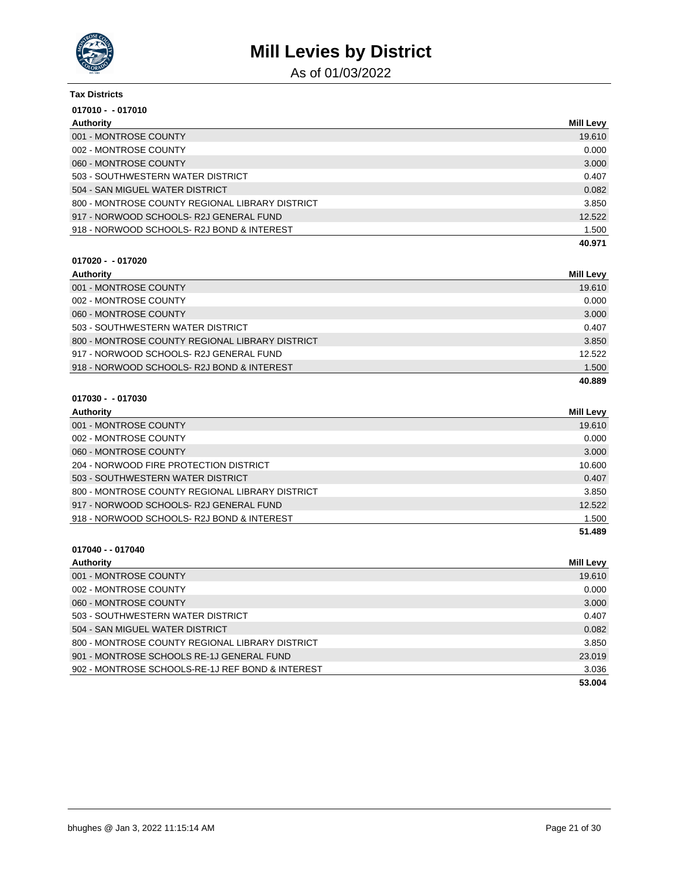# Mill Levies by District

As of 01/03/2022

**Tax Districts**

**017010 - - 017010**

| Authority | Mill Levy |
|---|---|
| 001 - MONTROSE COUNTY | 19.610 |
| 002 - MONTROSE COUNTY | 0.000 |
| 060 - MONTROSE COUNTY | 3.000 |
| 503 - SOUTHWESTERN WATER DISTRICT | 0.407 |
| 504 - SAN MIGUEL WATER DISTRICT | 0.082 |
| 800 - MONTROSE COUNTY REGIONAL LIBRARY DISTRICT | 3.850 |
| 917 - NORWOOD SCHOOLS- R2J GENERAL FUND | 12.522 |
| 918 - NORWOOD SCHOOLS- R2J BOND & INTEREST | 1.500 |
| | **40.971** |

**017020 - - 017020**

| Authority | Mill Levy |
|---|---|
| 001 - MONTROSE COUNTY | 19.610 |
| 002 - MONTROSE COUNTY | 0.000 |
| 060 - MONTROSE COUNTY | 3.000 |
| 503 - SOUTHWESTERN WATER DISTRICT | 0.407 |
| 800 - MONTROSE COUNTY REGIONAL LIBRARY DISTRICT | 3.850 |
| 917 - NORWOOD SCHOOLS- R2J GENERAL FUND | 12.522 |
| 918 - NORWOOD SCHOOLS- R2J BOND & INTEREST | 1.500 |
| | **40.889** |

**017030 - - 017030**

| Authority | Mill Levy |
|---|---|
| 001 - MONTROSE COUNTY | 19.610 |
| 002 - MONTROSE COUNTY | 0.000 |
| 060 - MONTROSE COUNTY | 3.000 |
| 204 - NORWOOD FIRE PROTECTION DISTRICT | 10.600 |
| 503 - SOUTHWESTERN WATER DISTRICT | 0.407 |
| 800 - MONTROSE COUNTY REGIONAL LIBRARY DISTRICT | 3.850 |
| 917 - NORWOOD SCHOOLS- R2J GENERAL FUND | 12.522 |
| 918 - NORWOOD SCHOOLS- R2J BOND & INTEREST | 1.500 |
| | **51.489** |

**017040 - - 017040**

| Authority | Mill Levy |
|---|---|
| 001 - MONTROSE COUNTY | 19.610 |
| 002 - MONTROSE COUNTY | 0.000 |
| 060 - MONTROSE COUNTY | 3.000 |
| 503 - SOUTHWESTERN WATER DISTRICT | 0.407 |
| 504 - SAN MIGUEL WATER DISTRICT | 0.082 |
| 800 - MONTROSE COUNTY REGIONAL LIBRARY DISTRICT | 3.850 |
| 901 - MONTROSE SCHOOLS RE-1J GENERAL FUND | 23.019 |
| 902 - MONTROSE SCHOOLS-RE-1J REF BOND & INTEREST | 3.036 |
| | **53.004** |

bhughes @ Jan 3, 2022 11:15:14 AM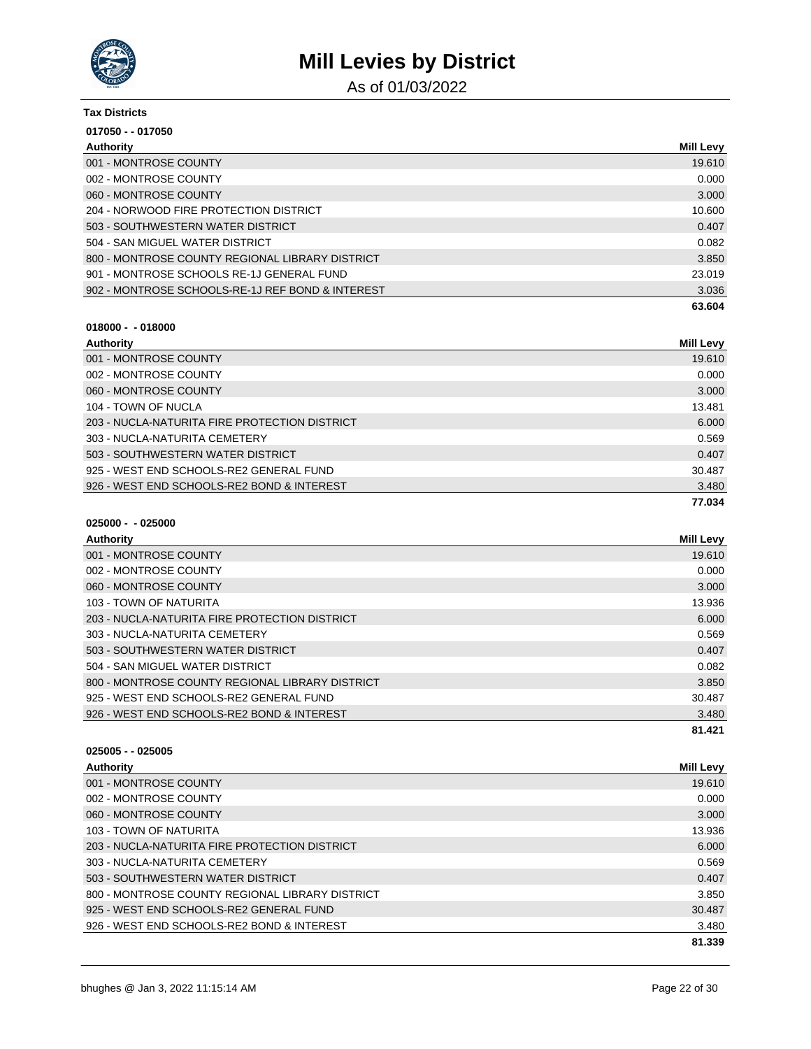# Mill Levies by District

As of 01/03/2022

**Tax Districts**

**017050 - - 017050**

| Authority | Mill Levy |
|---|---|
| 001 - MONTROSE COUNTY | 19.610 |
| 002 - MONTROSE COUNTY | 0.000 |
| 060 - MONTROSE COUNTY | 3.000 |
| 204 - NORWOOD FIRE PROTECTION DISTRICT | 10.600 |
| 503 - SOUTHWESTERN WATER DISTRICT | 0.407 |
| 504 - SAN MIGUEL WATER DISTRICT | 0.082 |
| 800 - MONTROSE COUNTY REGIONAL LIBRARY DISTRICT | 3.850 |
| 901 - MONTROSE SCHOOLS RE-1J GENERAL FUND | 23.019 |
| 902 - MONTROSE SCHOOLS-RE-1J REF BOND & INTEREST | 3.036 |
| | **63.604** |

**018000 - - 018000**

| Authority | Mill Levy |
|---|---|
| 001 - MONTROSE COUNTY | 19.610 |
| 002 - MONTROSE COUNTY | 0.000 |
| 060 - MONTROSE COUNTY | 3.000 |
| 104 - TOWN OF NUCLA | 13.481 |
| 203 - NUCLA-NATURITA FIRE PROTECTION DISTRICT | 6.000 |
| 303 - NUCLA-NATURITA CEMETERY | 0.569 |
| 503 - SOUTHWESTERN WATER DISTRICT | 0.407 |
| 925 - WEST END SCHOOLS-RE2 GENERAL FUND | 30.487 |
| 926 - WEST END SCHOOLS-RE2 BOND & INTEREST | 3.480 |
| | **77.034** |

**025000 - - 025000**

| Authority | Mill Levy |
|---|---|
| 001 - MONTROSE COUNTY | 19.610 |
| 002 - MONTROSE COUNTY | 0.000 |
| 060 - MONTROSE COUNTY | 3.000 |
| 103 - TOWN OF NATURITA | 13.936 |
| 203 - NUCLA-NATURITA FIRE PROTECTION DISTRICT | 6.000 |
| 303 - NUCLA-NATURITA CEMETERY | 0.569 |
| 503 - SOUTHWESTERN WATER DISTRICT | 0.407 |
| 504 - SAN MIGUEL WATER DISTRICT | 0.082 |
| 800 - MONTROSE COUNTY REGIONAL LIBRARY DISTRICT | 3.850 |
| 925 - WEST END SCHOOLS-RE2 GENERAL FUND | 30.487 |
| 926 - WEST END SCHOOLS-RE2 BOND & INTEREST | 3.480 |
| | **81.421** |

**025005 - - 025005**

| Authority | Mill Levy |
|---|---|
| 001 - MONTROSE COUNTY | 19.610 |
| 002 - MONTROSE COUNTY | 0.000 |
| 060 - MONTROSE COUNTY | 3.000 |
| 103 - TOWN OF NATURITA | 13.936 |
| 203 - NUCLA-NATURITA FIRE PROTECTION DISTRICT | 6.000 |
| 303 - NUCLA-NATURITA CEMETERY | 0.569 |
| 503 - SOUTHWESTERN WATER DISTRICT | 0.407 |
| 800 - MONTROSE COUNTY REGIONAL LIBRARY DISTRICT | 3.850 |
| 925 - WEST END SCHOOLS-RE2 GENERAL FUND | 30.487 |
| 926 - WEST END SCHOOLS-RE2 BOND & INTEREST | 3.480 |
| | **81.339** |

bhughes @ Jan 3, 2022 11:15:14 AM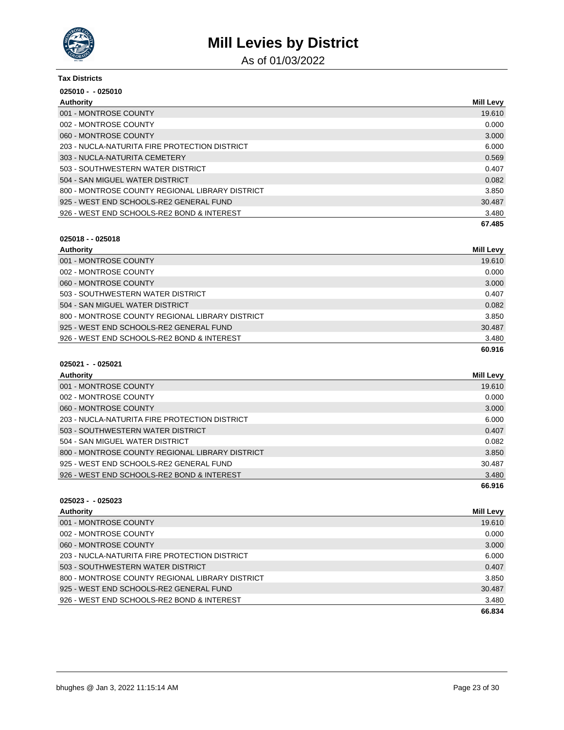# Mill Levies by District

As of 01/03/2022

**Tax Districts**

**025010 - - 025010**

| Authority | Mill Levy |
|---|---|
| 001 - MONTROSE COUNTY | 19.610 |
| 002 - MONTROSE COUNTY | 0.000 |
| 060 - MONTROSE COUNTY | 3.000 |
| 203 - NUCLA-NATURITA FIRE PROTECTION DISTRICT | 6.000 |
| 303 - NUCLA-NATURITA CEMETERY | 0.569 |
| 503 - SOUTHWESTERN WATER DISTRICT | 0.407 |
| 504 - SAN MIGUEL WATER DISTRICT | 0.082 |
| 800 - MONTROSE COUNTY REGIONAL LIBRARY DISTRICT | 3.850 |
| 925 - WEST END SCHOOLS-RE2 GENERAL FUND | 30.487 |
| 926 - WEST END SCHOOLS-RE2 BOND & INTEREST | 3.480 |
| | **67.485** |

**025018 - - 025018**

| Authority | Mill Levy |
|---|---|
| 001 - MONTROSE COUNTY | 19.610 |
| 002 - MONTROSE COUNTY | 0.000 |
| 060 - MONTROSE COUNTY | 3.000 |
| 503 - SOUTHWESTERN WATER DISTRICT | 0.407 |
| 504 - SAN MIGUEL WATER DISTRICT | 0.082 |
| 800 - MONTROSE COUNTY REGIONAL LIBRARY DISTRICT | 3.850 |
| 925 - WEST END SCHOOLS-RE2 GENERAL FUND | 30.487 |
| 926 - WEST END SCHOOLS-RE2 BOND & INTEREST | 3.480 |
| | **60.916** |

**025021 - - 025021**

| Authority | Mill Levy |
|---|---|
| 001 - MONTROSE COUNTY | 19.610 |
| 002 - MONTROSE COUNTY | 0.000 |
| 060 - MONTROSE COUNTY | 3.000 |
| 203 - NUCLA-NATURITA FIRE PROTECTION DISTRICT | 6.000 |
| 503 - SOUTHWESTERN WATER DISTRICT | 0.407 |
| 504 - SAN MIGUEL WATER DISTRICT | 0.082 |
| 800 - MONTROSE COUNTY REGIONAL LIBRARY DISTRICT | 3.850 |
| 925 - WEST END SCHOOLS-RE2 GENERAL FUND | 30.487 |
| 926 - WEST END SCHOOLS-RE2 BOND & INTEREST | 3.480 |
| | **66.916** |

**025023 - - 025023**

| Authority | Mill Levy |
|---|---|
| 001 - MONTROSE COUNTY | 19.610 |
| 002 - MONTROSE COUNTY | 0.000 |
| 060 - MONTROSE COUNTY | 3.000 |
| 203 - NUCLA-NATURITA FIRE PROTECTION DISTRICT | 6.000 |
| 503 - SOUTHWESTERN WATER DISTRICT | 0.407 |
| 800 - MONTROSE COUNTY REGIONAL LIBRARY DISTRICT | 3.850 |
| 925 - WEST END SCHOOLS-RE2 GENERAL FUND | 30.487 |
| 926 - WEST END SCHOOLS-RE2 BOND & INTEREST | 3.480 |
| | **66.834** |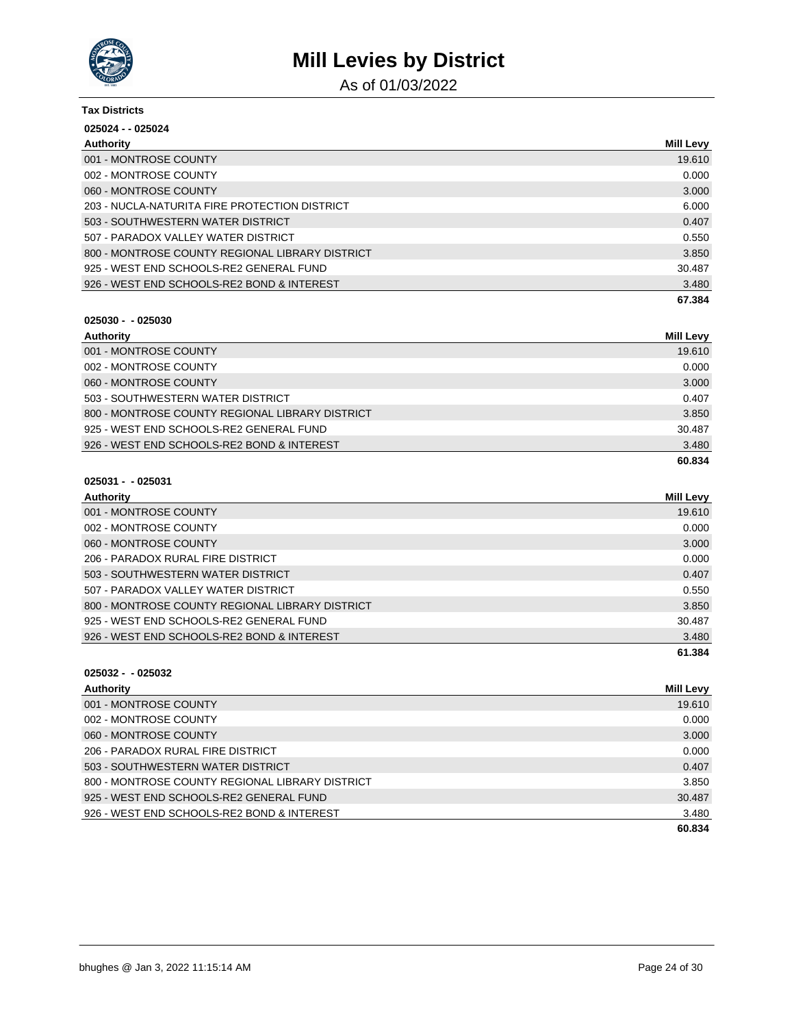# Mill Levies by District

As of 01/03/2022

**Tax Districts**

**025024 - - 025024**

| Authority | Mill Levy |
|---|---|
| 001 - MONTROSE COUNTY | 19.610 |
| 002 - MONTROSE COUNTY | 0.000 |
| 060 - MONTROSE COUNTY | 3.000 |
| 203 - NUCLA-NATURITA FIRE PROTECTION DISTRICT | 6.000 |
| 503 - SOUTHWESTERN WATER DISTRICT | 0.407 |
| 507 - PARADOX VALLEY WATER DISTRICT | 0.550 |
| 800 - MONTROSE COUNTY REGIONAL LIBRARY DISTRICT | 3.850 |
| 925 - WEST END SCHOOLS-RE2 GENERAL FUND | 30.487 |
| 926 - WEST END SCHOOLS-RE2 BOND & INTEREST | 3.480 |
| | **67.384** |

**025030 - - 025030**

| Authority | Mill Levy |
|---|---|
| 001 - MONTROSE COUNTY | 19.610 |
| 002 - MONTROSE COUNTY | 0.000 |
| 060 - MONTROSE COUNTY | 3.000 |
| 503 - SOUTHWESTERN WATER DISTRICT | 0.407 |
| 800 - MONTROSE COUNTY REGIONAL LIBRARY DISTRICT | 3.850 |
| 925 - WEST END SCHOOLS-RE2 GENERAL FUND | 30.487 |
| 926 - WEST END SCHOOLS-RE2 BOND & INTEREST | 3.480 |
| | **60.834** |

**025031 - - 025031**

| Authority | Mill Levy |
|---|---|
| 001 - MONTROSE COUNTY | 19.610 |
| 002 - MONTROSE COUNTY | 0.000 |
| 060 - MONTROSE COUNTY | 3.000 |
| 206 - PARADOX RURAL FIRE DISTRICT | 0.000 |
| 503 - SOUTHWESTERN WATER DISTRICT | 0.407 |
| 507 - PARADOX VALLEY WATER DISTRICT | 0.550 |
| 800 - MONTROSE COUNTY REGIONAL LIBRARY DISTRICT | 3.850 |
| 925 - WEST END SCHOOLS-RE2 GENERAL FUND | 30.487 |
| 926 - WEST END SCHOOLS-RE2 BOND & INTEREST | 3.480 |
| | **61.384** |

**025032 - - 025032**

| Authority | Mill Levy |
|---|---|
| 001 - MONTROSE COUNTY | 19.610 |
| 002 - MONTROSE COUNTY | 0.000 |
| 060 - MONTROSE COUNTY | 3.000 |
| 206 - PARADOX RURAL FIRE DISTRICT | 0.000 |
| 503 - SOUTHWESTERN WATER DISTRICT | 0.407 |
| 800 - MONTROSE COUNTY REGIONAL LIBRARY DISTRICT | 3.850 |
| 925 - WEST END SCHOOLS-RE2 GENERAL FUND | 30.487 |
| 926 - WEST END SCHOOLS-RE2 BOND & INTEREST | 3.480 |
| | **60.834** |

bhughes @ Jan 3, 2022 11:15:14 AM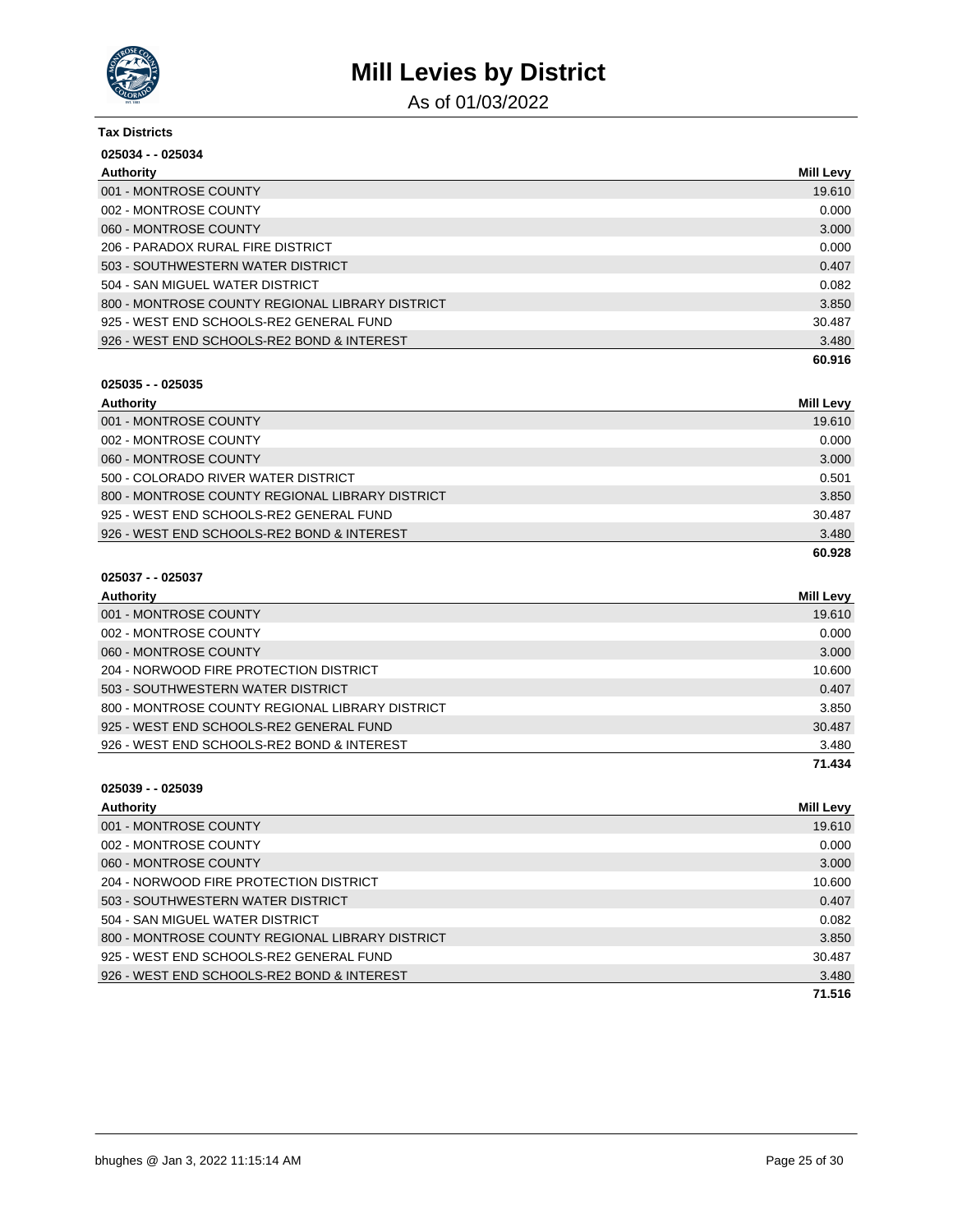# Mill Levies by District

As of 01/03/2022

**Tax Districts**

**025034 - - 025034**

| Authority | Mill Levy |
|---|---|
| 001 - MONTROSE COUNTY | 19.610 |
| 002 - MONTROSE COUNTY | 0.000 |
| 060 - MONTROSE COUNTY | 3.000 |
| 206 - PARADOX RURAL FIRE DISTRICT | 0.000 |
| 503 - SOUTHWESTERN WATER DISTRICT | 0.407 |
| 504 - SAN MIGUEL WATER DISTRICT | 0.082 |
| 800 - MONTROSE COUNTY REGIONAL LIBRARY DISTRICT | 3.850 |
| 925 - WEST END SCHOOLS-RE2 GENERAL FUND | 30.487 |
| 926 - WEST END SCHOOLS-RE2 BOND & INTEREST | 3.480 |
| | **60.916** |

**025035 - - 025035**

| Authority | Mill Levy |
|---|---|
| 001 - MONTROSE COUNTY | 19.610 |
| 002 - MONTROSE COUNTY | 0.000 |
| 060 - MONTROSE COUNTY | 3.000 |
| 500 - COLORADO RIVER WATER DISTRICT | 0.501 |
| 800 - MONTROSE COUNTY REGIONAL LIBRARY DISTRICT | 3.850 |
| 925 - WEST END SCHOOLS-RE2 GENERAL FUND | 30.487 |
| 926 - WEST END SCHOOLS-RE2 BOND & INTEREST | 3.480 |
| | **60.928** |

**025037 - - 025037**

| Authority | Mill Levy |
|---|---|
| 001 - MONTROSE COUNTY | 19.610 |
| 002 - MONTROSE COUNTY | 0.000 |
| 060 - MONTROSE COUNTY | 3.000 |
| 204 - NORWOOD FIRE PROTECTION DISTRICT | 10.600 |
| 503 - SOUTHWESTERN WATER DISTRICT | 0.407 |
| 800 - MONTROSE COUNTY REGIONAL LIBRARY DISTRICT | 3.850 |
| 925 - WEST END SCHOOLS-RE2 GENERAL FUND | 30.487 |
| 926 - WEST END SCHOOLS-RE2 BOND & INTEREST | 3.480 |
| | **71.434** |

**025039 - - 025039**

| Authority | Mill Levy |
|---|---|
| 001 - MONTROSE COUNTY | 19.610 |
| 002 - MONTROSE COUNTY | 0.000 |
| 060 - MONTROSE COUNTY | 3.000 |
| 204 - NORWOOD FIRE PROTECTION DISTRICT | 10.600 |
| 503 - SOUTHWESTERN WATER DISTRICT | 0.407 |
| 504 - SAN MIGUEL WATER DISTRICT | 0.082 |
| 800 - MONTROSE COUNTY REGIONAL LIBRARY DISTRICT | 3.850 |
| 925 - WEST END SCHOOLS-RE2 GENERAL FUND | 30.487 |
| 926 - WEST END SCHOOLS-RE2 BOND & INTEREST | 3.480 |
| | **71.516** |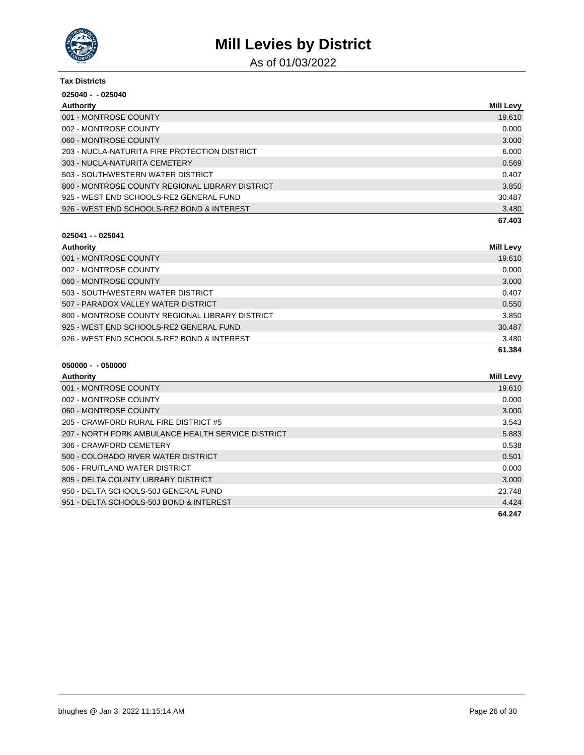# Mill Levies by District

As of 01/03/2022

**Tax Districts**

**025040 - - 025040**

| Authority | Mill Levy |
|---|---|
| 001 - MONTROSE COUNTY | 19.610 |
| 002 - MONTROSE COUNTY | 0.000 |
| 060 - MONTROSE COUNTY | 3.000 |
| 203 - NUCLA-NATURITA FIRE PROTECTION DISTRICT | 6.000 |
| 303 - NUCLA-NATURITA CEMETERY | 0.569 |
| 503 - SOUTHWESTERN WATER DISTRICT | 0.407 |
| 800 - MONTROSE COUNTY REGIONAL LIBRARY DISTRICT | 3.850 |
| 925 - WEST END SCHOOLS-RE2 GENERAL FUND | 30.487 |
| 926 - WEST END SCHOOLS-RE2 BOND & INTEREST | 3.480 |
| | **67.403** |

**025041 - - 025041**

| Authority | Mill Levy |
|---|---|
| 001 - MONTROSE COUNTY | 19.610 |
| 002 - MONTROSE COUNTY | 0.000 |
| 060 - MONTROSE COUNTY | 3.000 |
| 503 - SOUTHWESTERN WATER DISTRICT | 0.407 |
| 507 - PARADOX VALLEY WATER DISTRICT | 0.550 |
| 800 - MONTROSE COUNTY REGIONAL LIBRARY DISTRICT | 3.850 |
| 925 - WEST END SCHOOLS-RE2 GENERAL FUND | 30.487 |
| 926 - WEST END SCHOOLS-RE2 BOND & INTEREST | 3.480 |
| | **61.384** |

**050000 - - 050000**

| Authority | Mill Levy |
|---|---|
| 001 - MONTROSE COUNTY | 19.610 |
| 002 - MONTROSE COUNTY | 0.000 |
| 060 - MONTROSE COUNTY | 3.000 |
| 205 - CRAWFORD RURAL FIRE DISTRICT #5 | 3.543 |
| 207 - NORTH FORK AMBULANCE HEALTH SERVICE DISTRICT | 5.883 |
| 306 - CRAWFORD CEMETERY | 0.538 |
| 500 - COLORADO RIVER WATER DISTRICT | 0.501 |
| 506 - FRUITLAND WATER DISTRICT | 0.000 |
| 805 - DELTA COUNTY LIBRARY DISTRICT | 3.000 |
| 950 - DELTA SCHOOLS-50J GENERAL FUND | 23.748 |
| 951 - DELTA SCHOOLS-50J BOND & INTEREST | 4.424 |
| | **64.247** |

bhughes @ Jan 3, 2022 11:15:14 AM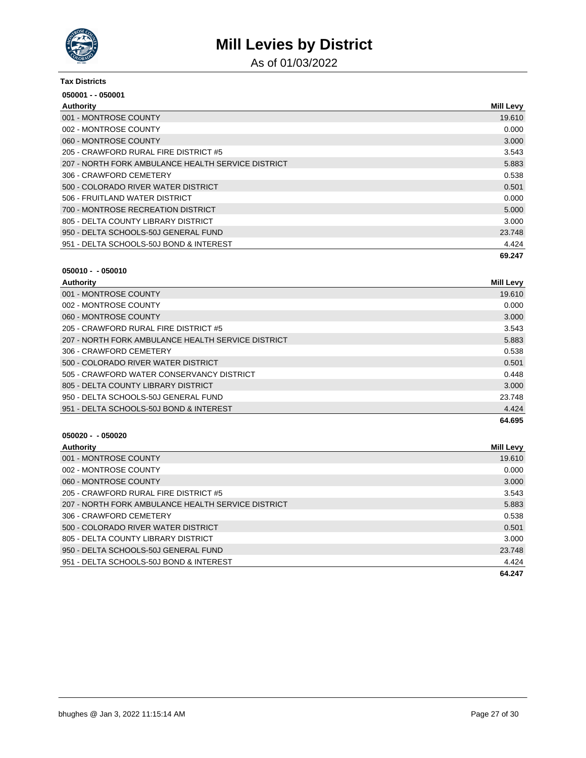# Mill Levies by District

As of 01/03/2022

**Tax Districts**

**050001 - - 050001**

| Authority | Mill Levy |
|---|---|
| 001 - MONTROSE COUNTY | 19.610 |
| 002 - MONTROSE COUNTY | 0.000 |
| 060 - MONTROSE COUNTY | 3.000 |
| 205 - CRAWFORD RURAL FIRE DISTRICT #5 | 3.543 |
| 207 - NORTH FORK AMBULANCE HEALTH SERVICE DISTRICT | 5.883 |
| 306 - CRAWFORD CEMETERY | 0.538 |
| 500 - COLORADO RIVER WATER DISTRICT | 0.501 |
| 506 - FRUITLAND WATER DISTRICT | 0.000 |
| 700 - MONTROSE RECREATION DISTRICT | 5.000 |
| 805 - DELTA COUNTY LIBRARY DISTRICT | 3.000 |
| 950 - DELTA SCHOOLS-50J GENERAL FUND | 23.748 |
| 951 - DELTA SCHOOLS-50J BOND & INTEREST | 4.424 |
| | **69.247** |

**050010 - - 050010**

| Authority | Mill Levy |
|---|---|
| 001 - MONTROSE COUNTY | 19.610 |
| 002 - MONTROSE COUNTY | 0.000 |
| 060 - MONTROSE COUNTY | 3.000 |
| 205 - CRAWFORD RURAL FIRE DISTRICT #5 | 3.543 |
| 207 - NORTH FORK AMBULANCE HEALTH SERVICE DISTRICT | 5.883 |
| 306 - CRAWFORD CEMETERY | 0.538 |
| 500 - COLORADO RIVER WATER DISTRICT | 0.501 |
| 505 - CRAWFORD WATER CONSERVANCY DISTRICT | 0.448 |
| 805 - DELTA COUNTY LIBRARY DISTRICT | 3.000 |
| 950 - DELTA SCHOOLS-50J GENERAL FUND | 23.748 |
| 951 - DELTA SCHOOLS-50J BOND & INTEREST | 4.424 |
| | **64.695** |

**050020 - - 050020**

| Authority | Mill Levy |
|---|---|
| 001 - MONTROSE COUNTY | 19.610 |
| 002 - MONTROSE COUNTY | 0.000 |
| 060 - MONTROSE COUNTY | 3.000 |
| 205 - CRAWFORD RURAL FIRE DISTRICT #5 | 3.543 |
| 207 - NORTH FORK AMBULANCE HEALTH SERVICE DISTRICT | 5.883 |
| 306 - CRAWFORD CEMETERY | 0.538 |
| 500 - COLORADO RIVER WATER DISTRICT | 0.501 |
| 805 - DELTA COUNTY LIBRARY DISTRICT | 3.000 |
| 950 - DELTA SCHOOLS-50J GENERAL FUND | 23.748 |
| 951 - DELTA SCHOOLS-50J BOND & INTEREST | 4.424 |
| | **64.247** |

bhughes @ Jan 3, 2022 11:15:14 AM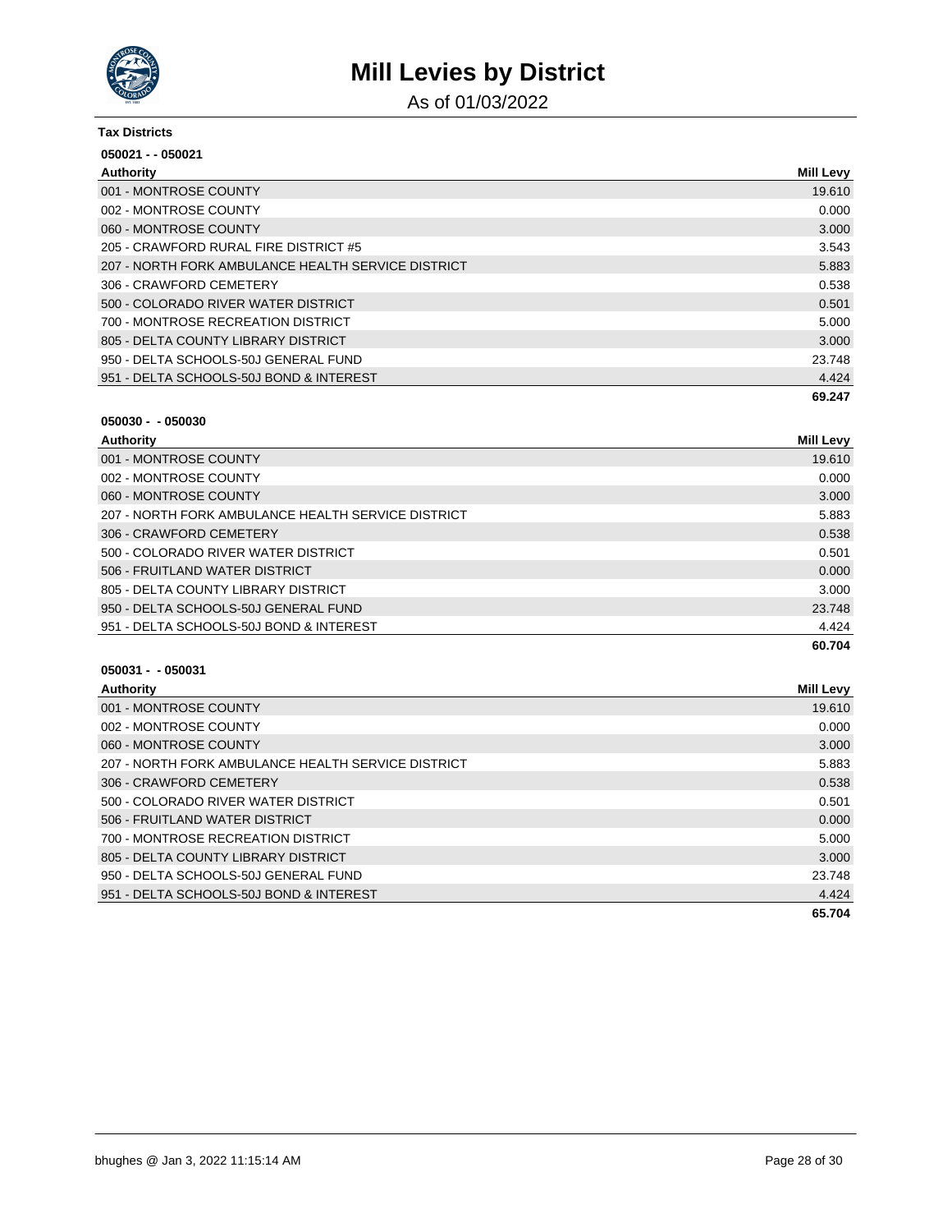# Mill Levies by District

As of 01/03/2022

**Tax Districts**

**050021 - - 050021**

| Authority | Mill Levy |
|---|---|
| 001 - MONTROSE COUNTY | 19.610 |
| 002 - MONTROSE COUNTY | 0.000 |
| 060 - MONTROSE COUNTY | 3.000 |
| 205 - CRAWFORD RURAL FIRE DISTRICT #5 | 3.543 |
| 207 - NORTH FORK AMBULANCE HEALTH SERVICE DISTRICT | 5.883 |
| 306 - CRAWFORD CEMETERY | 0.538 |
| 500 - COLORADO RIVER WATER DISTRICT | 0.501 |
| 700 - MONTROSE RECREATION DISTRICT | 5.000 |
| 805 - DELTA COUNTY LIBRARY DISTRICT | 3.000 |
| 950 - DELTA SCHOOLS-50J GENERAL FUND | 23.748 |
| 951 - DELTA SCHOOLS-50J BOND & INTEREST | 4.424 |
| | **69.247** |

**050030 - - 050030**

| Authority | Mill Levy |
|---|---|
| 001 - MONTROSE COUNTY | 19.610 |
| 002 - MONTROSE COUNTY | 0.000 |
| 060 - MONTROSE COUNTY | 3.000 |
| 207 - NORTH FORK AMBULANCE HEALTH SERVICE DISTRICT | 5.883 |
| 306 - CRAWFORD CEMETERY | 0.538 |
| 500 - COLORADO RIVER WATER DISTRICT | 0.501 |
| 506 - FRUITLAND WATER DISTRICT | 0.000 |
| 805 - DELTA COUNTY LIBRARY DISTRICT | 3.000 |
| 950 - DELTA SCHOOLS-50J GENERAL FUND | 23.748 |
| 951 - DELTA SCHOOLS-50J BOND & INTEREST | 4.424 |
| | **60.704** |

**050031 - - 050031**

| Authority | Mill Levy |
|---|---|
| 001 - MONTROSE COUNTY | 19.610 |
| 002 - MONTROSE COUNTY | 0.000 |
| 060 - MONTROSE COUNTY | 3.000 |
| 207 - NORTH FORK AMBULANCE HEALTH SERVICE DISTRICT | 5.883 |
| 306 - CRAWFORD CEMETERY | 0.538 |
| 500 - COLORADO RIVER WATER DISTRICT | 0.501 |
| 506 - FRUITLAND WATER DISTRICT | 0.000 |
| 700 - MONTROSE RECREATION DISTRICT | 5.000 |
| 805 - DELTA COUNTY LIBRARY DISTRICT | 3.000 |
| 950 - DELTA SCHOOLS-50J GENERAL FUND | 23.748 |
| 951 - DELTA SCHOOLS-50J BOND & INTEREST | 4.424 |
| | **65.704** |

bhughes @ Jan 3, 2022 11:15:14 AM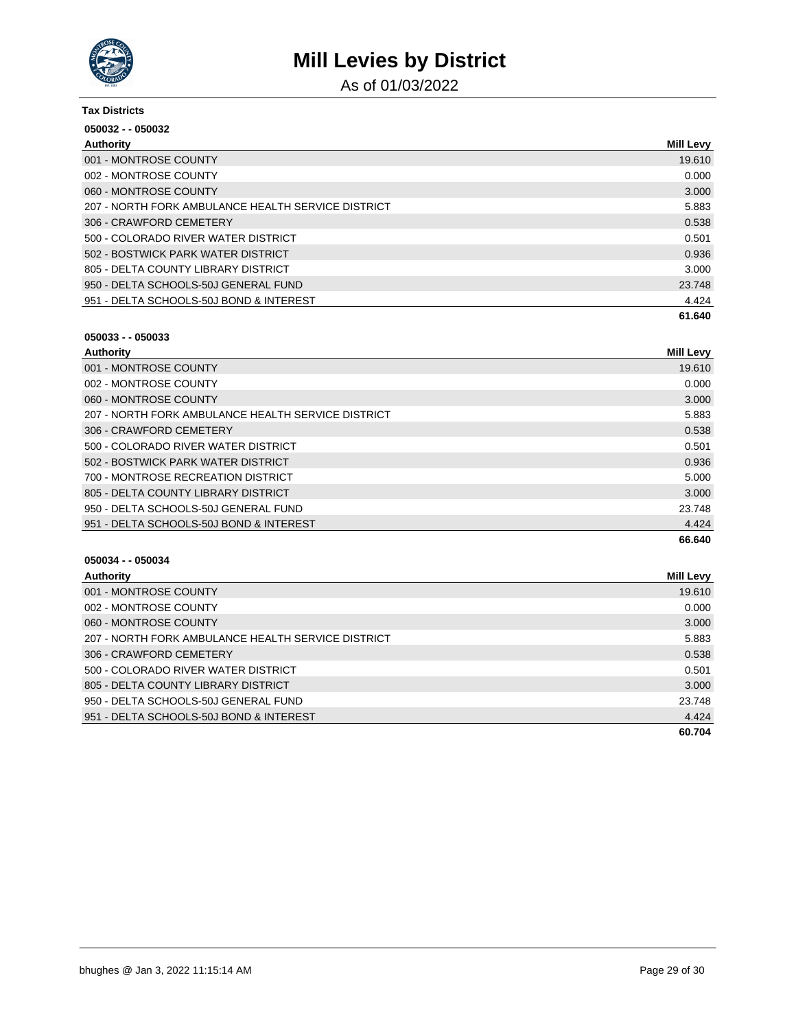# Mill Levies by District

As of 01/03/2022

**Tax Districts**

**050032 - - 050032**

| Authority | Mill Levy |
|---|---|
| 001 - MONTROSE COUNTY | 19.610 |
| 002 - MONTROSE COUNTY | 0.000 |
| 060 - MONTROSE COUNTY | 3.000 |
| 207 - NORTH FORK AMBULANCE HEALTH SERVICE DISTRICT | 5.883 |
| 306 - CRAWFORD CEMETERY | 0.538 |
| 500 - COLORADO RIVER WATER DISTRICT | 0.501 |
| 502 - BOSTWICK PARK WATER DISTRICT | 0.936 |
| 805 - DELTA COUNTY LIBRARY DISTRICT | 3.000 |
| 950 - DELTA SCHOOLS-50J GENERAL FUND | 23.748 |
| 951 - DELTA SCHOOLS-50J BOND & INTEREST | 4.424 |
| | **61.640** |

**050033 - - 050033**

| Authority | Mill Levy |
|---|---|
| 001 - MONTROSE COUNTY | 19.610 |
| 002 - MONTROSE COUNTY | 0.000 |
| 060 - MONTROSE COUNTY | 3.000 |
| 207 - NORTH FORK AMBULANCE HEALTH SERVICE DISTRICT | 5.883 |
| 306 - CRAWFORD CEMETERY | 0.538 |
| 500 - COLORADO RIVER WATER DISTRICT | 0.501 |
| 502 - BOSTWICK PARK WATER DISTRICT | 0.936 |
| 700 - MONTROSE RECREATION DISTRICT | 5.000 |
| 805 - DELTA COUNTY LIBRARY DISTRICT | 3.000 |
| 950 - DELTA SCHOOLS-50J GENERAL FUND | 23.748 |
| 951 - DELTA SCHOOLS-50J BOND & INTEREST | 4.424 |
| | **66.640** |

**050034 - - 050034**

| Authority | Mill Levy |
|---|---|
| 001 - MONTROSE COUNTY | 19.610 |
| 002 - MONTROSE COUNTY | 0.000 |
| 060 - MONTROSE COUNTY | 3.000 |
| 207 - NORTH FORK AMBULANCE HEALTH SERVICE DISTRICT | 5.883 |
| 306 - CRAWFORD CEMETERY | 0.538 |
| 500 - COLORADO RIVER WATER DISTRICT | 0.501 |
| 805 - DELTA COUNTY LIBRARY DISTRICT | 3.000 |
| 950 - DELTA SCHOOLS-50J GENERAL FUND | 23.748 |
| 951 - DELTA SCHOOLS-50J BOND & INTEREST | 4.424 |
| | **60.704** |

bhughes @ Jan 3, 2022 11:15:14 AM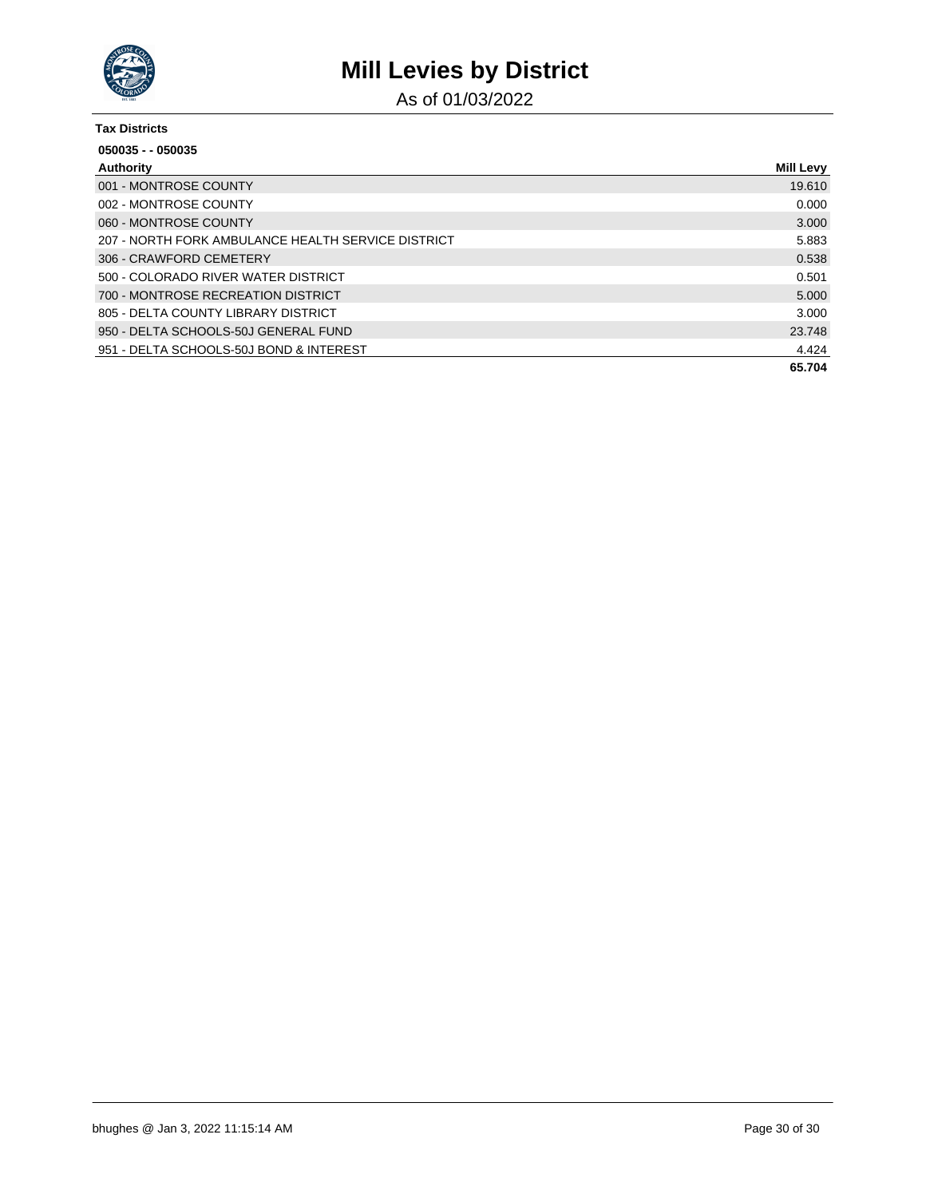# Mill Levies by District

As of 01/03/2022

**Tax Districts**

**050035 - - 050035**

| Authority | Mill Levy |
|---|---|
| 001 - MONTROSE COUNTY | 19.610 |
| 002 - MONTROSE COUNTY | 0.000 |
| 060 - MONTROSE COUNTY | 3.000 |
| 207 - NORTH FORK AMBULANCE HEALTH SERVICE DISTRICT | 5.883 |
| 306 - CRAWFORD CEMETERY | 0.538 |
| 500 - COLORADO RIVER WATER DISTRICT | 0.501 |
| 700 - MONTROSE RECREATION DISTRICT | 5.000 |
| 805 - DELTA COUNTY LIBRARY DISTRICT | 3.000 |
| 950 - DELTA SCHOOLS-50J GENERAL FUND | 23.748 |
| 951 - DELTA SCHOOLS-50J BOND & INTEREST | 4.424 |
| | **65.704** |

bhughes @ Jan 3, 2022 11:15:14 AM